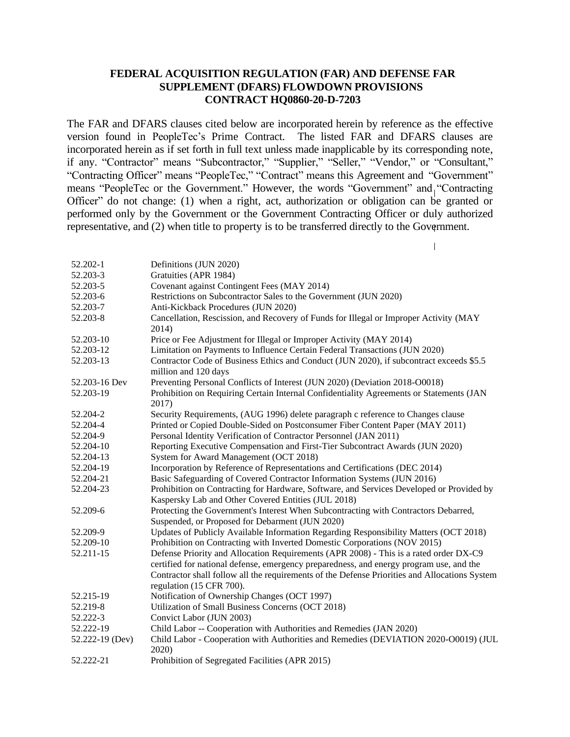# FEDERAL ACQUISITION REGULATION (FAR) AND DEFENSE FAR SUPPLEMENT (DFARS) FLOWDOWN PROVISIONS CONTRACT HQ0860-20-D-7203

The FAR and DFARS clauses cited below are incorporated herein by reference as the effective version found in PeopleTec's Prime Contract. The listed FAR and DFARS clauses are incorporated herein as if set forth in full text unless made inapplicable by its corresponding note, if any. "Contractor" means "Subcontractor," "Supplier," "Seller," "Vendor," or "Consultant," "Contracting Officer" means "PeopleTec," "Contract" means this Agreement and "Government" means "PeopleTec or the Government." However, the words "Government" and "Contracting Officer" do not change: (1) when a right, act, authorization or obligation can be granted or performed only by the Government or the Government Contracting Officer or duly authorized representative, and (2) when title to property is to be transferred directly to the Government.

| | |
|---|---|
| 52.202-1 | Definitions (JUN 2020) |
| 52.203-3 | Gratuities (APR 1984) |
| 52.203-5 | Covenant against Contingent Fees (MAY 2014) |
| 52.203-6 | Restrictions on Subcontractor Sales to the Government (JUN 2020) |
| 52.203-7 | Anti-Kickback Procedures (JUN 2020) |
| 52.203-8 | Cancellation, Rescission, and Recovery of Funds for Illegal or Improper Activity (MAY 2014) |
| 52.203-10 | Price or Fee Adjustment for Illegal or Improper Activity (MAY 2014) |
| 52.203-12 | Limitation on Payments to Influence Certain Federal Transactions (JUN 2020) |
| 52.203-13 | Contractor Code of Business Ethics and Conduct (JUN 2020), if subcontract exceeds $5.5 million and 120 days |
| 52.203-16 Dev | Preventing Personal Conflicts of Interest (JUN 2020) (Deviation 2018-O0018) |
| 52.203-19 | Prohibition on Requiring Certain Internal Confidentiality Agreements or Statements (JAN 2017) |
| 52.204-2 | Security Requirements, (AUG 1996) delete paragraph c reference to Changes clause |
| 52.204-4 | Printed or Copied Double-Sided on Postconsumer Fiber Content Paper (MAY 2011) |
| 52.204-9 | Personal Identity Verification of Contractor Personnel (JAN 2011) |
| 52.204-10 | Reporting Executive Compensation and First-Tier Subcontract Awards (JUN 2020) |
| 52.204-13 | System for Award Management (OCT 2018) |
| 52.204-19 | Incorporation by Reference of Representations and Certifications (DEC 2014) |
| 52.204-21 | Basic Safeguarding of Covered Contractor Information Systems (JUN 2016) |
| 52.204-23 | Prohibition on Contracting for Hardware, Software, and Services Developed or Provided by Kaspersky Lab and Other Covered Entities (JUL 2018) |
| 52.209-6 | Protecting the Government's Interest When Subcontracting with Contractors Debarred, Suspended, or Proposed for Debarment (JUN 2020) |
| 52.209-9 | Updates of Publicly Available Information Regarding Responsibility Matters (OCT 2018) |
| 52.209-10 | Prohibition on Contracting with Inverted Domestic Corporations (NOV 2015) |
| 52.211-15 | Defense Priority and Allocation Requirements (APR 2008) - This is a rated order DX-C9 certified for national defense, emergency preparedness, and energy program use, and the Contractor shall follow all the requirements of the Defense Priorities and Allocations System regulation (15 CFR 700). |
| 52.215-19 | Notification of Ownership Changes (OCT 1997) |
| 52.219-8 | Utilization of Small Business Concerns (OCT 2018) |
| 52.222-3 | Convict Labor (JUN 2003) |
| 52.222-19 | Child Labor -- Cooperation with Authorities and Remedies (JAN 2020) |
| 52.222-19 (Dev) | Child Labor - Cooperation with Authorities and Remedies (DEVIATION 2020-O0019) (JUL 2020) |
| 52.222-21 | Prohibition of Segregated Facilities (APR 2015) |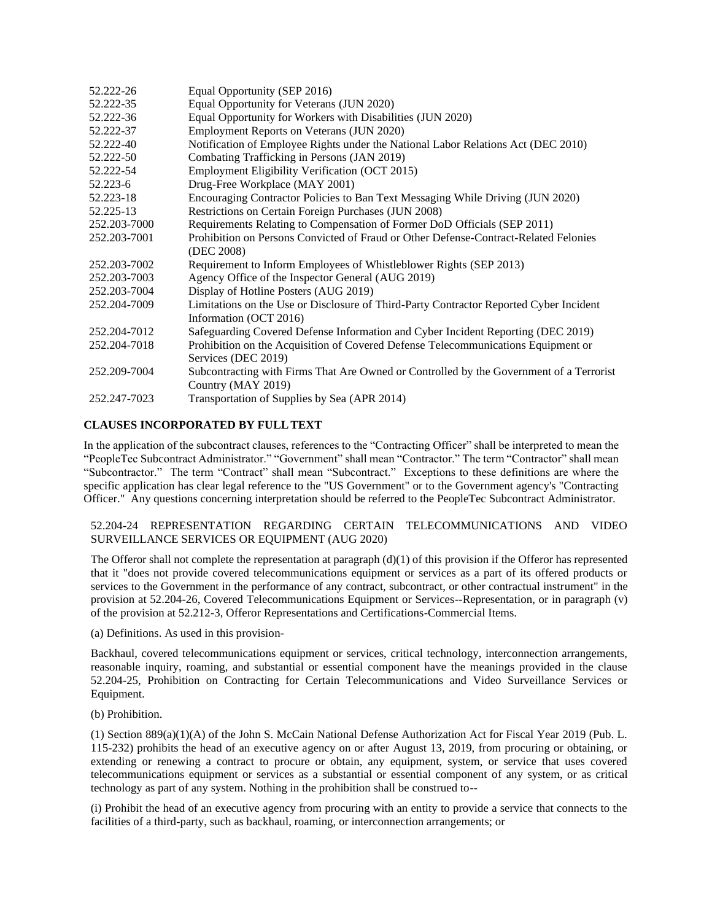| | |
|---|---|
| 52.222-26 | Equal Opportunity (SEP 2016) |
| 52.222-35 | Equal Opportunity for Veterans (JUN 2020) |
| 52.222-36 | Equal Opportunity for Workers with Disabilities (JUN 2020) |
| 52.222-37 | Employment Reports on Veterans (JUN 2020) |
| 52.222-40 | Notification of Employee Rights under the National Labor Relations Act (DEC 2010) |
| 52.222-50 | Combating Trafficking in Persons (JAN 2019) |
| 52.222-54 | Employment Eligibility Verification (OCT 2015) |
| 52.223-6 | Drug-Free Workplace (MAY 2001) |
| 52.223-18 | Encouraging Contractor Policies to Ban Text Messaging While Driving (JUN 2020) |
| 52.225-13 | Restrictions on Certain Foreign Purchases (JUN 2008) |
| 252.203-7000 | Requirements Relating to Compensation of Former DoD Officials (SEP 2011) |
| 252.203-7001 | Prohibition on Persons Convicted of Fraud or Other Defense-Contract-Related Felonies (DEC 2008) |
| 252.203-7002 | Requirement to Inform Employees of Whistleblower Rights (SEP 2013) |
| 252.203-7003 | Agency Office of the Inspector General (AUG 2019) |
| 252.203-7004 | Display of Hotline Posters (AUG 2019) |
| 252.204-7009 | Limitations on the Use or Disclosure of Third-Party Contractor Reported Cyber Incident Information (OCT 2016) |
| 252.204-7012 | Safeguarding Covered Defense Information and Cyber Incident Reporting (DEC 2019) |
| 252.204-7018 | Prohibition on the Acquisition of Covered Defense Telecommunications Equipment or Services (DEC 2019) |
| 252.209-7004 | Subcontracting with Firms That Are Owned or Controlled by the Government of a Terrorist Country (MAY 2019) |
| 252.247-7023 | Transportation of Supplies by Sea (APR 2014) |

**CLAUSES INCORPORATED BY FULL TEXT**

In the application of the subcontract clauses, references to the "Contracting Officer" shall be interpreted to mean the "PeopleTec Subcontract Administrator." "Government" shall mean "Contractor." The term "Contractor" shall mean "Subcontractor." The term "Contract" shall mean "Subcontract." Exceptions to these definitions are where the specific application has clear legal reference to the "US Government" or to the Government agency's "Contracting Officer." Any questions concerning interpretation should be referred to the PeopleTec Subcontract Administrator.

52.204-24 REPRESENTATION REGARDING CERTAIN TELECOMMUNICATIONS AND VIDEO SURVEILLANCE SERVICES OR EQUIPMENT (AUG 2020)

The Offeror shall not complete the representation at paragraph (d)(1) of this provision if the Offeror has represented that it "does not provide covered telecommunications equipment or services as a part of its offered products or services to the Government in the performance of any contract, subcontract, or other contractual instrument" in the provision at 52.204-26, Covered Telecommunications Equipment or Services--Representation, or in paragraph (v) of the provision at 52.212-3, Offeror Representations and Certifications-Commercial Items.

(a) Definitions. As used in this provision-

Backhaul, covered telecommunications equipment or services, critical technology, interconnection arrangements, reasonable inquiry, roaming, and substantial or essential component have the meanings provided in the clause 52.204-25, Prohibition on Contracting for Certain Telecommunications and Video Surveillance Services or Equipment.

(b) Prohibition.

(1) Section 889(a)(1)(A) of the John S. McCain National Defense Authorization Act for Fiscal Year 2019 (Pub. L. 115-232) prohibits the head of an executive agency on or after August 13, 2019, from procuring or obtaining, or extending or renewing a contract to procure or obtain, any equipment, system, or service that uses covered telecommunications equipment or services as a substantial or essential component of any system, or as critical technology as part of any system. Nothing in the prohibition shall be construed to--

(i) Prohibit the head of an executive agency from procuring with an entity to provide a service that connects to the facilities of a third-party, such as backhaul, roaming, or interconnection arrangements; or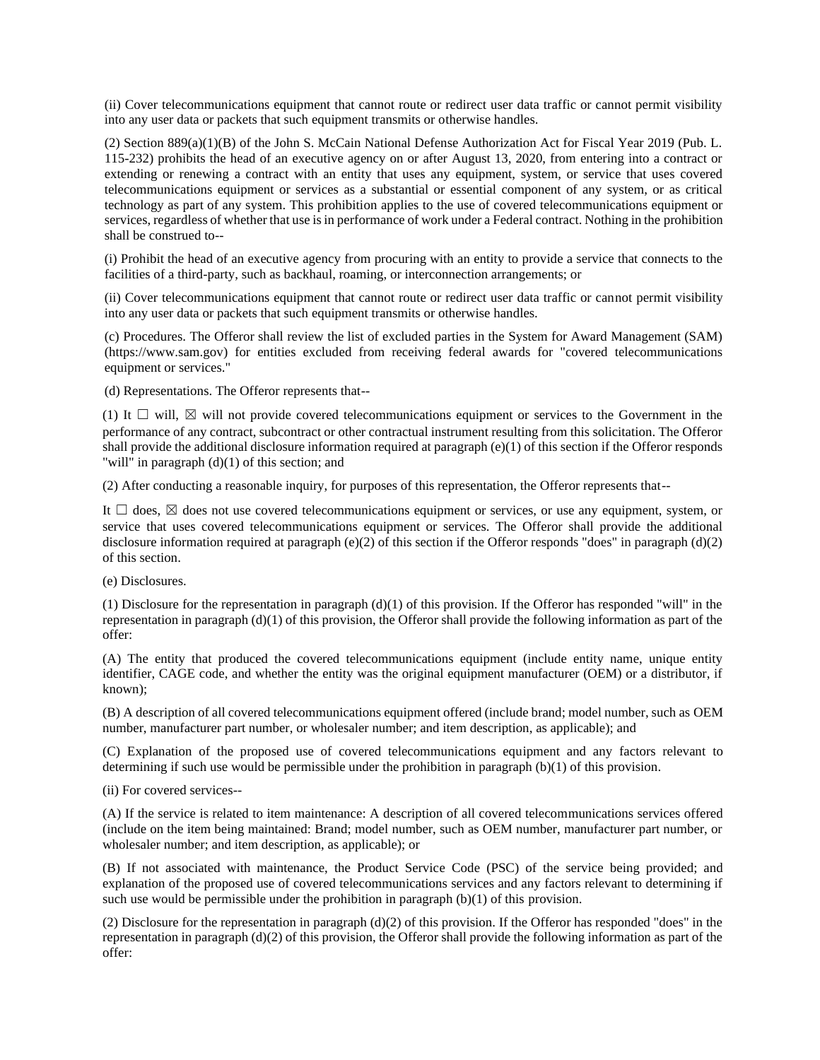(ii) Cover telecommunications equipment that cannot route or redirect user data traffic or cannot permit visibility into any user data or packets that such equipment transmits or otherwise handles.

(2) Section 889(a)(1)(B) of the John S. McCain National Defense Authorization Act for Fiscal Year 2019 (Pub. L. 115-232) prohibits the head of an executive agency on or after August 13, 2020, from entering into a contract or extending or renewing a contract with an entity that uses any equipment, system, or service that uses covered telecommunications equipment or services as a substantial or essential component of any system, or as critical technology as part of any system. This prohibition applies to the use of covered telecommunications equipment or services, regardless of whether that use is in performance of work under a Federal contract. Nothing in the prohibition shall be construed to--

(i) Prohibit the head of an executive agency from procuring with an entity to provide a service that connects to the facilities of a third-party, such as backhaul, roaming, or interconnection arrangements; or

(ii) Cover telecommunications equipment that cannot route or redirect user data traffic or cannot permit visibility into any user data or packets that such equipment transmits or otherwise handles.

(c) Procedures. The Offeror shall review the list of excluded parties in the System for Award Management (SAM) (https://www.sam.gov) for entities excluded from receiving federal awards for "covered telecommunications equipment or services."

(d) Representations. The Offeror represents that--

(1) It ☐ will, ☒ will not provide covered telecommunications equipment or services to the Government in the performance of any contract, subcontract or other contractual instrument resulting from this solicitation. The Offeror shall provide the additional disclosure information required at paragraph (e)(1) of this section if the Offeror responds "will" in paragraph (d)(1) of this section; and

(2) After conducting a reasonable inquiry, for purposes of this representation, the Offeror represents that--

It ☐ does, ☒ does not use covered telecommunications equipment or services, or use any equipment, system, or service that uses covered telecommunications equipment or services. The Offeror shall provide the additional disclosure information required at paragraph (e)(2) of this section if the Offeror responds "does" in paragraph (d)(2) of this section.

(e) Disclosures.

(1) Disclosure for the representation in paragraph (d)(1) of this provision. If the Offeror has responded "will" in the representation in paragraph (d)(1) of this provision, the Offeror shall provide the following information as part of the offer:

(A) The entity that produced the covered telecommunications equipment (include entity name, unique entity identifier, CAGE code, and whether the entity was the original equipment manufacturer (OEM) or a distributor, if known);

(B) A description of all covered telecommunications equipment offered (include brand; model number, such as OEM number, manufacturer part number, or wholesaler number; and item description, as applicable); and

(C) Explanation of the proposed use of covered telecommunications equipment and any factors relevant to determining if such use would be permissible under the prohibition in paragraph (b)(1) of this provision.

(ii) For covered services--

(A) If the service is related to item maintenance: A description of all covered telecommunications services offered (include on the item being maintained: Brand; model number, such as OEM number, manufacturer part number, or wholesaler number; and item description, as applicable); or

(B) If not associated with maintenance, the Product Service Code (PSC) of the service being provided; and explanation of the proposed use of covered telecommunications services and any factors relevant to determining if such use would be permissible under the prohibition in paragraph (b)(1) of this provision.

(2) Disclosure for the representation in paragraph (d)(2) of this provision. If the Offeror has responded "does" in the representation in paragraph (d)(2) of this provision, the Offeror shall provide the following information as part of the offer: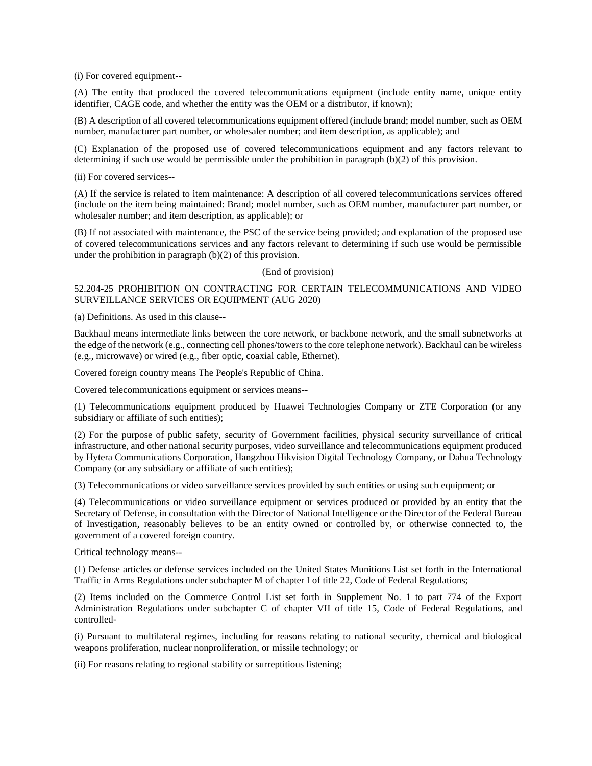(i) For covered equipment--

(A) The entity that produced the covered telecommunications equipment (include entity name, unique entity identifier, CAGE code, and whether the entity was the OEM or a distributor, if known);

(B) A description of all covered telecommunications equipment offered (include brand; model number, such as OEM number, manufacturer part number, or wholesaler number; and item description, as applicable); and

(C) Explanation of the proposed use of covered telecommunications equipment and any factors relevant to determining if such use would be permissible under the prohibition in paragraph (b)(2) of this provision.

(ii) For covered services--

(A) If the service is related to item maintenance: A description of all covered telecommunications services offered (include on the item being maintained: Brand; model number, such as OEM number, manufacturer part number, or wholesaler number; and item description, as applicable); or

(B) If not associated with maintenance, the PSC of the service being provided; and explanation of the proposed use of covered telecommunications services and any factors relevant to determining if such use would be permissible under the prohibition in paragraph (b)(2) of this provision.

(End of provision)

52.204-25 PROHIBITION ON CONTRACTING FOR CERTAIN TELECOMMUNICATIONS AND VIDEO SURVEILLANCE SERVICES OR EQUIPMENT (AUG 2020)

(a) Definitions. As used in this clause--

Backhaul means intermediate links between the core network, or backbone network, and the small subnetworks at the edge of the network (e.g., connecting cell phones/towers to the core telephone network). Backhaul can be wireless (e.g., microwave) or wired (e.g., fiber optic, coaxial cable, Ethernet).

Covered foreign country means The People's Republic of China.

Covered telecommunications equipment or services means--

(1) Telecommunications equipment produced by Huawei Technologies Company or ZTE Corporation (or any subsidiary or affiliate of such entities);

(2) For the purpose of public safety, security of Government facilities, physical security surveillance of critical infrastructure, and other national security purposes, video surveillance and telecommunications equipment produced by Hytera Communications Corporation, Hangzhou Hikvision Digital Technology Company, or Dahua Technology Company (or any subsidiary or affiliate of such entities);

(3) Telecommunications or video surveillance services provided by such entities or using such equipment; or

(4) Telecommunications or video surveillance equipment or services produced or provided by an entity that the Secretary of Defense, in consultation with the Director of National Intelligence or the Director of the Federal Bureau of Investigation, reasonably believes to be an entity owned or controlled by, or otherwise connected to, the government of a covered foreign country.

Critical technology means--

(1) Defense articles or defense services included on the United States Munitions List set forth in the International Traffic in Arms Regulations under subchapter M of chapter I of title 22, Code of Federal Regulations;

(2) Items included on the Commerce Control List set forth in Supplement No. 1 to part 774 of the Export Administration Regulations under subchapter C of chapter VII of title 15, Code of Federal Regulations, and controlled-

(i) Pursuant to multilateral regimes, including for reasons relating to national security, chemical and biological weapons proliferation, nuclear nonproliferation, or missile technology; or

(ii) For reasons relating to regional stability or surreptitious listening;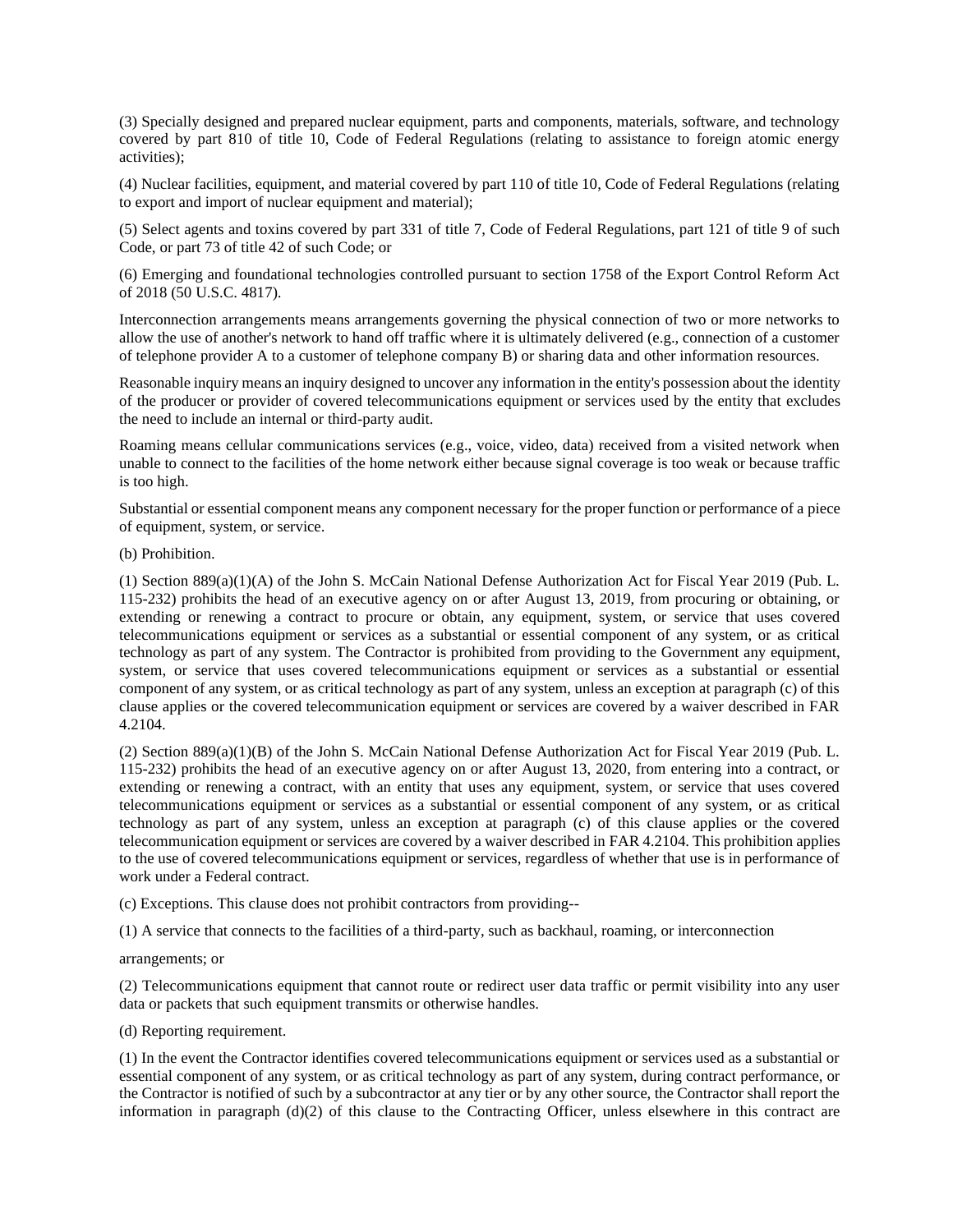(3) Specially designed and prepared nuclear equipment, parts and components, materials, software, and technology covered by part 810 of title 10, Code of Federal Regulations (relating to assistance to foreign atomic energy activities);

(4) Nuclear facilities, equipment, and material covered by part 110 of title 10, Code of Federal Regulations (relating to export and import of nuclear equipment and material);

(5) Select agents and toxins covered by part 331 of title 7, Code of Federal Regulations, part 121 of title 9 of such Code, or part 73 of title 42 of such Code; or

(6) Emerging and foundational technologies controlled pursuant to section 1758 of the Export Control Reform Act of 2018 (50 U.S.C. 4817).

Interconnection arrangements means arrangements governing the physical connection of two or more networks to allow the use of another's network to hand off traffic where it is ultimately delivered (e.g., connection of a customer of telephone provider A to a customer of telephone company B) or sharing data and other information resources.

Reasonable inquiry means an inquiry designed to uncover any information in the entity's possession about the identity of the producer or provider of covered telecommunications equipment or services used by the entity that excludes the need to include an internal or third-party audit.

Roaming means cellular communications services (e.g., voice, video, data) received from a visited network when unable to connect to the facilities of the home network either because signal coverage is too weak or because traffic is too high.

Substantial or essential component means any component necessary for the proper function or performance of a piece of equipment, system, or service.

(b) Prohibition.

(1) Section 889(a)(1)(A) of the John S. McCain National Defense Authorization Act for Fiscal Year 2019 (Pub. L. 115-232) prohibits the head of an executive agency on or after August 13, 2019, from procuring or obtaining, or extending or renewing a contract to procure or obtain, any equipment, system, or service that uses covered telecommunications equipment or services as a substantial or essential component of any system, or as critical technology as part of any system. The Contractor is prohibited from providing to the Government any equipment, system, or service that uses covered telecommunications equipment or services as a substantial or essential component of any system, or as critical technology as part of any system, unless an exception at paragraph (c) of this clause applies or the covered telecommunication equipment or services are covered by a waiver described in FAR 4.2104.

(2) Section 889(a)(1)(B) of the John S. McCain National Defense Authorization Act for Fiscal Year 2019 (Pub. L. 115-232) prohibits the head of an executive agency on or after August 13, 2020, from entering into a contract, or extending or renewing a contract, with an entity that uses any equipment, system, or service that uses covered telecommunications equipment or services as a substantial or essential component of any system, or as critical technology as part of any system, unless an exception at paragraph (c) of this clause applies or the covered telecommunication equipment or services are covered by a waiver described in FAR 4.2104. This prohibition applies to the use of covered telecommunications equipment or services, regardless of whether that use is in performance of work under a Federal contract.

(c) Exceptions. This clause does not prohibit contractors from providing--

(1) A service that connects to the facilities of a third-party, such as backhaul, roaming, or interconnection

arrangements; or

(2) Telecommunications equipment that cannot route or redirect user data traffic or permit visibility into any user data or packets that such equipment transmits or otherwise handles.

(d) Reporting requirement.

(1) In the event the Contractor identifies covered telecommunications equipment or services used as a substantial or essential component of any system, or as critical technology as part of any system, during contract performance, or the Contractor is notified of such by a subcontractor at any tier or by any other source, the Contractor shall report the information in paragraph (d)(2) of this clause to the Contracting Officer, unless elsewhere in this contract are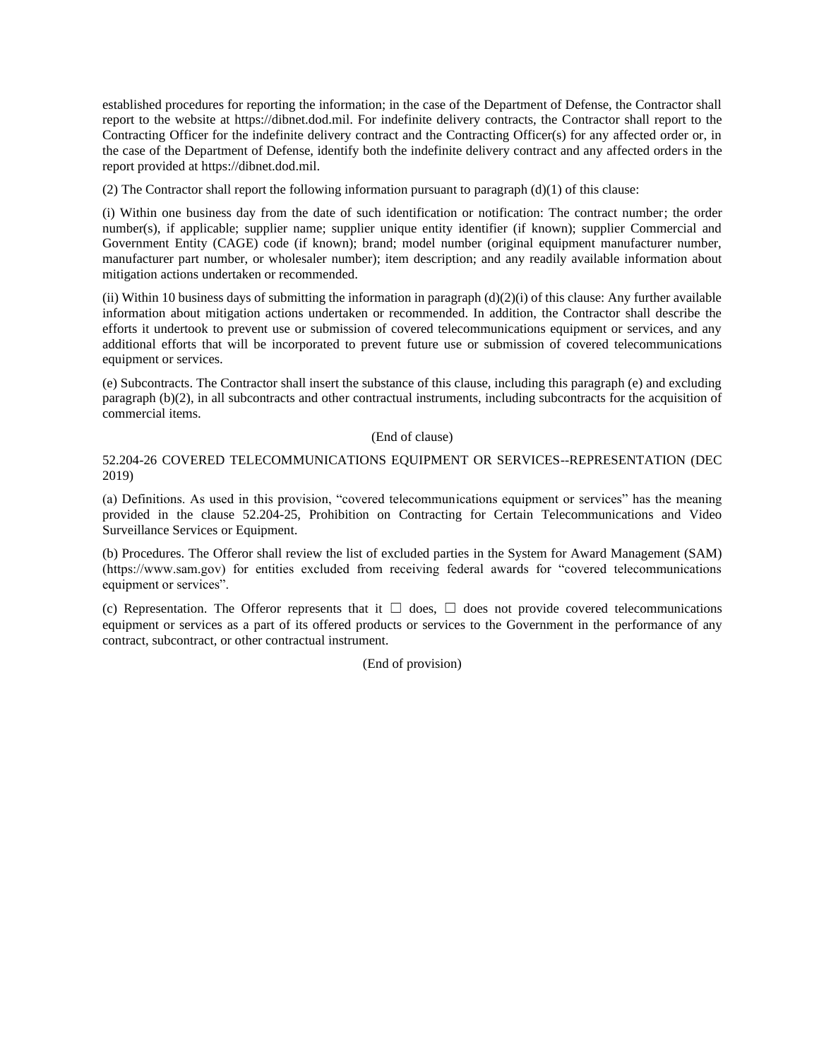established procedures for reporting the information; in the case of the Department of Defense, the Contractor shall report to the website at https://dibnet.dod.mil. For indefinite delivery contracts, the Contractor shall report to the Contracting Officer for the indefinite delivery contract and the Contracting Officer(s) for any affected order or, in the case of the Department of Defense, identify both the indefinite delivery contract and any affected orders in the report provided at https://dibnet.dod.mil.

(2) The Contractor shall report the following information pursuant to paragraph (d)(1) of this clause:

(i) Within one business day from the date of such identification or notification: The contract number; the order number(s), if applicable; supplier name; supplier unique entity identifier (if known); supplier Commercial and Government Entity (CAGE) code (if known); brand; model number (original equipment manufacturer number, manufacturer part number, or wholesaler number); item description; and any readily available information about mitigation actions undertaken or recommended.

(ii) Within 10 business days of submitting the information in paragraph (d)(2)(i) of this clause: Any further available information about mitigation actions undertaken or recommended. In addition, the Contractor shall describe the efforts it undertook to prevent use or submission of covered telecommunications equipment or services, and any additional efforts that will be incorporated to prevent future use or submission of covered telecommunications equipment or services.

(e) Subcontracts. The Contractor shall insert the substance of this clause, including this paragraph (e) and excluding paragraph (b)(2), in all subcontracts and other contractual instruments, including subcontracts for the acquisition of commercial items.

(End of clause)

52.204-26 COVERED TELECOMMUNICATIONS EQUIPMENT OR SERVICES--REPRESENTATION (DEC 2019)

(a) Definitions. As used in this provision, "covered telecommunications equipment or services" has the meaning provided in the clause 52.204-25, Prohibition on Contracting for Certain Telecommunications and Video Surveillance Services or Equipment.

(b) Procedures. The Offeror shall review the list of excluded parties in the System for Award Management (SAM) (https://www.sam.gov) for entities excluded from receiving federal awards for "covered telecommunications equipment or services".

(c) Representation. The Offeror represents that it ☐ does, ☐ does not provide covered telecommunications equipment or services as a part of its offered products or services to the Government in the performance of any contract, subcontract, or other contractual instrument.

(End of provision)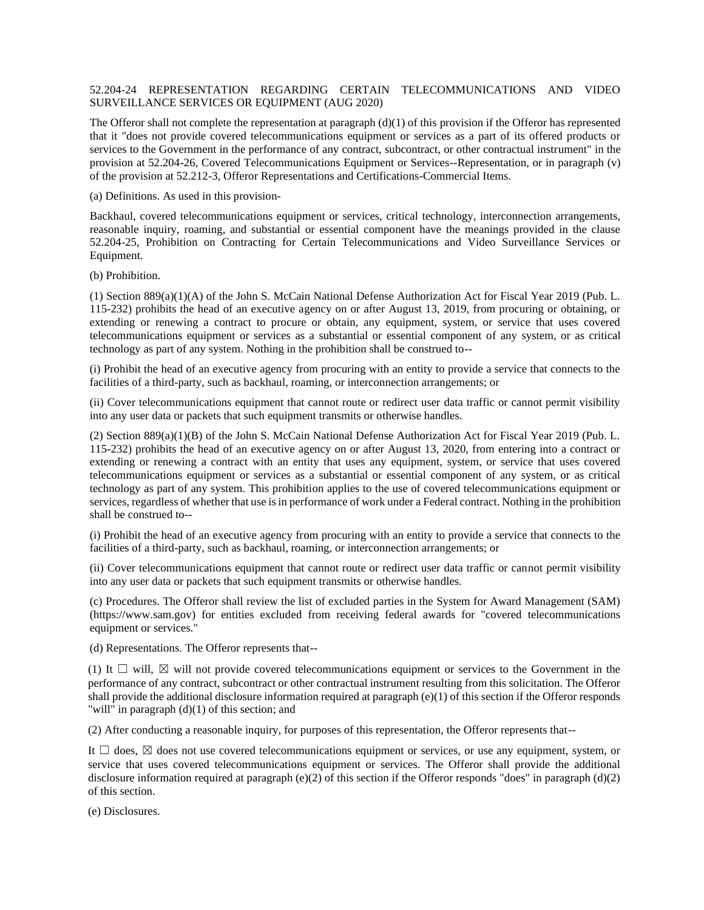52.204-24 REPRESENTATION REGARDING CERTAIN TELECOMMUNICATIONS AND VIDEO SURVEILLANCE SERVICES OR EQUIPMENT (AUG 2020)

The Offeror shall not complete the representation at paragraph (d)(1) of this provision if the Offeror has represented that it "does not provide covered telecommunications equipment or services as a part of its offered products or services to the Government in the performance of any contract, subcontract, or other contractual instrument" in the provision at 52.204-26, Covered Telecommunications Equipment or Services--Representation, or in paragraph (v) of the provision at 52.212-3, Offeror Representations and Certifications-Commercial Items.

(a) Definitions. As used in this provision-

Backhaul, covered telecommunications equipment or services, critical technology, interconnection arrangements, reasonable inquiry, roaming, and substantial or essential component have the meanings provided in the clause 52.204-25, Prohibition on Contracting for Certain Telecommunications and Video Surveillance Services or Equipment.

(b) Prohibition.

(1) Section 889(a)(1)(A) of the John S. McCain National Defense Authorization Act for Fiscal Year 2019 (Pub. L. 115-232) prohibits the head of an executive agency on or after August 13, 2019, from procuring or obtaining, or extending or renewing a contract to procure or obtain, any equipment, system, or service that uses covered telecommunications equipment or services as a substantial or essential component of any system, or as critical technology as part of any system. Nothing in the prohibition shall be construed to--

(i) Prohibit the head of an executive agency from procuring with an entity to provide a service that connects to the facilities of a third-party, such as backhaul, roaming, or interconnection arrangements; or

(ii) Cover telecommunications equipment that cannot route or redirect user data traffic or cannot permit visibility into any user data or packets that such equipment transmits or otherwise handles.

(2) Section 889(a)(1)(B) of the John S. McCain National Defense Authorization Act for Fiscal Year 2019 (Pub. L. 115-232) prohibits the head of an executive agency on or after August 13, 2020, from entering into a contract or extending or renewing a contract with an entity that uses any equipment, system, or service that uses covered telecommunications equipment or services as a substantial or essential component of any system, or as critical technology as part of any system. This prohibition applies to the use of covered telecommunications equipment or services, regardless of whether that use is in performance of work under a Federal contract. Nothing in the prohibition shall be construed to--

(i) Prohibit the head of an executive agency from procuring with an entity to provide a service that connects to the facilities of a third-party, such as backhaul, roaming, or interconnection arrangements; or

(ii) Cover telecommunications equipment that cannot route or redirect user data traffic or cannot permit visibility into any user data or packets that such equipment transmits or otherwise handles.

(c) Procedures. The Offeror shall review the list of excluded parties in the System for Award Management (SAM) (https://www.sam.gov) for entities excluded from receiving federal awards for "covered telecommunications equipment or services."

(d) Representations. The Offeror represents that--

(1) It ☐ will, ☒ will not provide covered telecommunications equipment or services to the Government in the performance of any contract, subcontract or other contractual instrument resulting from this solicitation. The Offeror shall provide the additional disclosure information required at paragraph (e)(1) of this section if the Offeror responds "will" in paragraph (d)(1) of this section; and

(2) After conducting a reasonable inquiry, for purposes of this representation, the Offeror represents that--

It ☐ does, ☒ does not use covered telecommunications equipment or services, or use any equipment, system, or service that uses covered telecommunications equipment or services. The Offeror shall provide the additional disclosure information required at paragraph (e)(2) of this section if the Offeror responds "does" in paragraph (d)(2) of this section.

(e) Disclosures.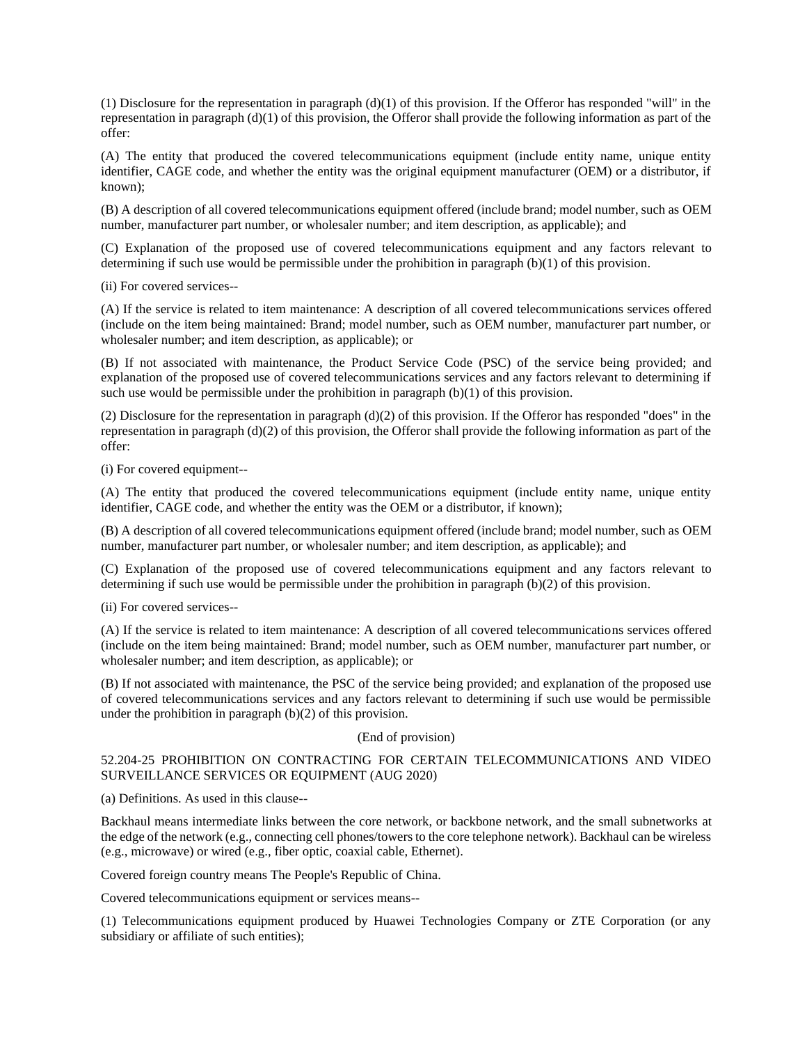(1) Disclosure for the representation in paragraph (d)(1) of this provision. If the Offeror has responded "will" in the representation in paragraph (d)(1) of this provision, the Offeror shall provide the following information as part of the offer:

(A) The entity that produced the covered telecommunications equipment (include entity name, unique entity identifier, CAGE code, and whether the entity was the original equipment manufacturer (OEM) or a distributor, if known);

(B) A description of all covered telecommunications equipment offered (include brand; model number, such as OEM number, manufacturer part number, or wholesaler number; and item description, as applicable); and

(C) Explanation of the proposed use of covered telecommunications equipment and any factors relevant to determining if such use would be permissible under the prohibition in paragraph (b)(1) of this provision.

(ii) For covered services--

(A) If the service is related to item maintenance: A description of all covered telecommunications services offered (include on the item being maintained: Brand; model number, such as OEM number, manufacturer part number, or wholesaler number; and item description, as applicable); or

(B) If not associated with maintenance, the Product Service Code (PSC) of the service being provided; and explanation of the proposed use of covered telecommunications services and any factors relevant to determining if such use would be permissible under the prohibition in paragraph (b)(1) of this provision.

(2) Disclosure for the representation in paragraph (d)(2) of this provision. If the Offeror has responded "does" in the representation in paragraph (d)(2) of this provision, the Offeror shall provide the following information as part of the offer:

(i) For covered equipment--

(A) The entity that produced the covered telecommunications equipment (include entity name, unique entity identifier, CAGE code, and whether the entity was the OEM or a distributor, if known);

(B) A description of all covered telecommunications equipment offered (include brand; model number, such as OEM number, manufacturer part number, or wholesaler number; and item description, as applicable); and

(C) Explanation of the proposed use of covered telecommunications equipment and any factors relevant to determining if such use would be permissible under the prohibition in paragraph (b)(2) of this provision.

(ii) For covered services--

(A) If the service is related to item maintenance: A description of all covered telecommunications services offered (include on the item being maintained: Brand; model number, such as OEM number, manufacturer part number, or wholesaler number; and item description, as applicable); or

(B) If not associated with maintenance, the PSC of the service being provided; and explanation of the proposed use of covered telecommunications services and any factors relevant to determining if such use would be permissible under the prohibition in paragraph (b)(2) of this provision.

(End of provision)

52.204-25 PROHIBITION ON CONTRACTING FOR CERTAIN TELECOMMUNICATIONS AND VIDEO SURVEILLANCE SERVICES OR EQUIPMENT (AUG 2020)

(a) Definitions. As used in this clause--

Backhaul means intermediate links between the core network, or backbone network, and the small subnetworks at the edge of the network (e.g., connecting cell phones/towers to the core telephone network). Backhaul can be wireless (e.g., microwave) or wired (e.g., fiber optic, coaxial cable, Ethernet).

Covered foreign country means The People's Republic of China.

Covered telecommunications equipment or services means--

(1) Telecommunications equipment produced by Huawei Technologies Company or ZTE Corporation (or any subsidiary or affiliate of such entities);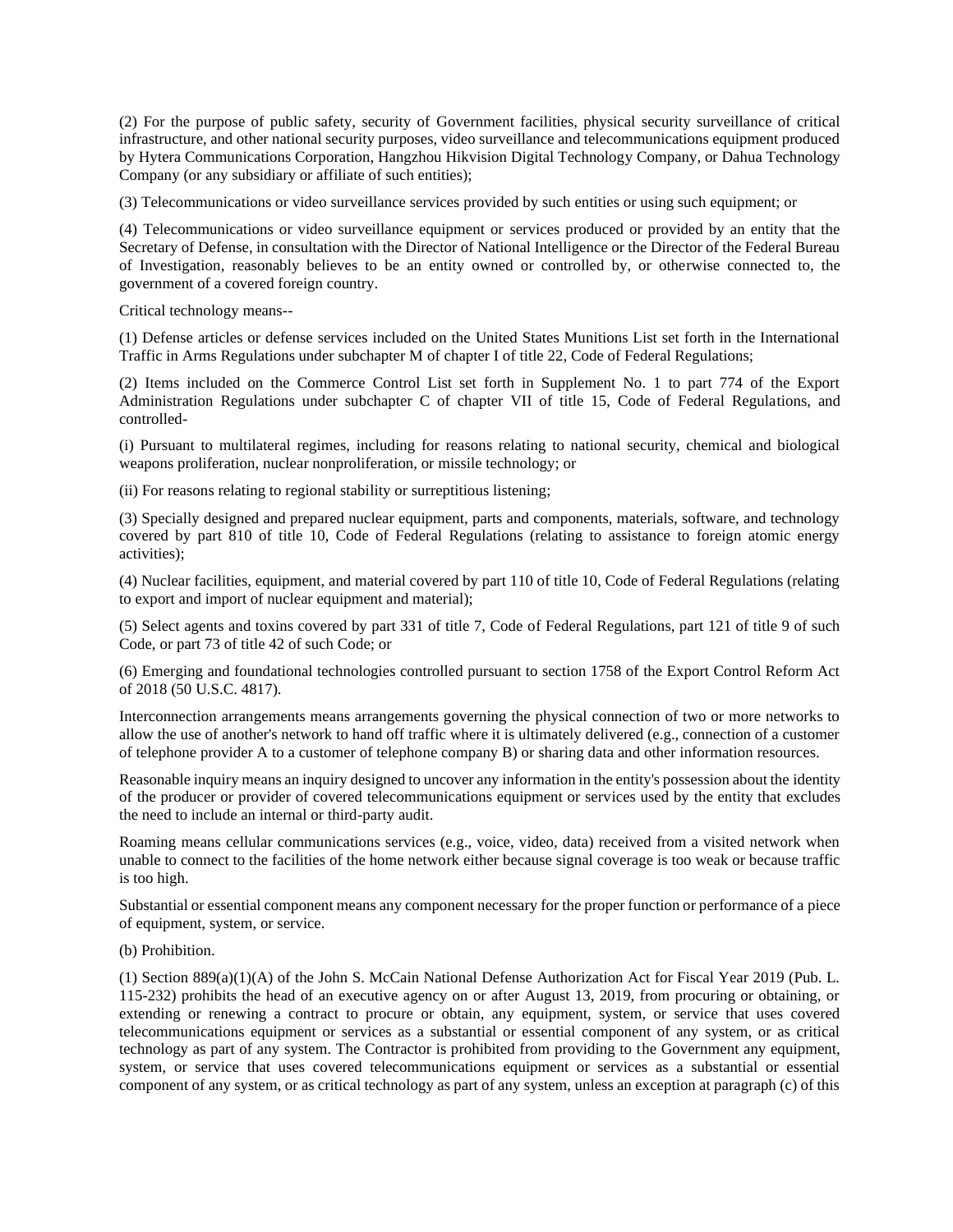(2) For the purpose of public safety, security of Government facilities, physical security surveillance of critical infrastructure, and other national security purposes, video surveillance and telecommunications equipment produced by Hytera Communications Corporation, Hangzhou Hikvision Digital Technology Company, or Dahua Technology Company (or any subsidiary or affiliate of such entities);

(3) Telecommunications or video surveillance services provided by such entities or using such equipment; or

(4) Telecommunications or video surveillance equipment or services produced or provided by an entity that the Secretary of Defense, in consultation with the Director of National Intelligence or the Director of the Federal Bureau of Investigation, reasonably believes to be an entity owned or controlled by, or otherwise connected to, the government of a covered foreign country.

Critical technology means--

(1) Defense articles or defense services included on the United States Munitions List set forth in the International Traffic in Arms Regulations under subchapter M of chapter I of title 22, Code of Federal Regulations;

(2) Items included on the Commerce Control List set forth in Supplement No. 1 to part 774 of the Export Administration Regulations under subchapter C of chapter VII of title 15, Code of Federal Regulations, and controlled-

(i) Pursuant to multilateral regimes, including for reasons relating to national security, chemical and biological weapons proliferation, nuclear nonproliferation, or missile technology; or

(ii) For reasons relating to regional stability or surreptitious listening;

(3) Specially designed and prepared nuclear equipment, parts and components, materials, software, and technology covered by part 810 of title 10, Code of Federal Regulations (relating to assistance to foreign atomic energy activities);

(4) Nuclear facilities, equipment, and material covered by part 110 of title 10, Code of Federal Regulations (relating to export and import of nuclear equipment and material);

(5) Select agents and toxins covered by part 331 of title 7, Code of Federal Regulations, part 121 of title 9 of such Code, or part 73 of title 42 of such Code; or

(6) Emerging and foundational technologies controlled pursuant to section 1758 of the Export Control Reform Act of 2018 (50 U.S.C. 4817).

Interconnection arrangements means arrangements governing the physical connection of two or more networks to allow the use of another's network to hand off traffic where it is ultimately delivered (e.g., connection of a customer of telephone provider A to a customer of telephone company B) or sharing data and other information resources.

Reasonable inquiry means an inquiry designed to uncover any information in the entity's possession about the identity of the producer or provider of covered telecommunications equipment or services used by the entity that excludes the need to include an internal or third-party audit.

Roaming means cellular communications services (e.g., voice, video, data) received from a visited network when unable to connect to the facilities of the home network either because signal coverage is too weak or because traffic is too high.

Substantial or essential component means any component necessary for the proper function or performance of a piece of equipment, system, or service.

(b) Prohibition.

(1) Section 889(a)(1)(A) of the John S. McCain National Defense Authorization Act for Fiscal Year 2019 (Pub. L. 115-232) prohibits the head of an executive agency on or after August 13, 2019, from procuring or obtaining, or extending or renewing a contract to procure or obtain, any equipment, system, or service that uses covered telecommunications equipment or services as a substantial or essential component of any system, or as critical technology as part of any system. The Contractor is prohibited from providing to the Government any equipment, system, or service that uses covered telecommunications equipment or services as a substantial or essential component of any system, or as critical technology as part of any system, unless an exception at paragraph (c) of this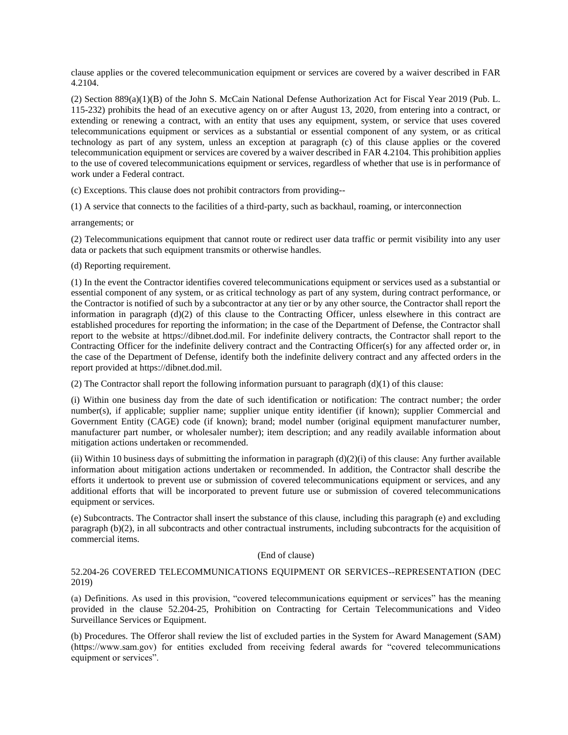clause applies or the covered telecommunication equipment or services are covered by a waiver described in FAR 4.2104.

(2) Section 889(a)(1)(B) of the John S. McCain National Defense Authorization Act for Fiscal Year 2019 (Pub. L. 115-232) prohibits the head of an executive agency on or after August 13, 2020, from entering into a contract, or extending or renewing a contract, with an entity that uses any equipment, system, or service that uses covered telecommunications equipment or services as a substantial or essential component of any system, or as critical technology as part of any system, unless an exception at paragraph (c) of this clause applies or the covered telecommunication equipment or services are covered by a waiver described in FAR 4.2104. This prohibition applies to the use of covered telecommunications equipment or services, regardless of whether that use is in performance of work under a Federal contract.

(c) Exceptions. This clause does not prohibit contractors from providing--

(1) A service that connects to the facilities of a third-party, such as backhaul, roaming, or interconnection

arrangements; or

(2) Telecommunications equipment that cannot route or redirect user data traffic or permit visibility into any user data or packets that such equipment transmits or otherwise handles.

(d) Reporting requirement.

(1) In the event the Contractor identifies covered telecommunications equipment or services used as a substantial or essential component of any system, or as critical technology as part of any system, during contract performance, or the Contractor is notified of such by a subcontractor at any tier or by any other source, the Contractor shall report the information in paragraph (d)(2) of this clause to the Contracting Officer, unless elsewhere in this contract are established procedures for reporting the information; in the case of the Department of Defense, the Contractor shall report to the website at https://dibnet.dod.mil. For indefinite delivery contracts, the Contractor shall report to the Contracting Officer for the indefinite delivery contract and the Contracting Officer(s) for any affected order or, in the case of the Department of Defense, identify both the indefinite delivery contract and any affected orders in the report provided at https://dibnet.dod.mil.

(2) The Contractor shall report the following information pursuant to paragraph (d)(1) of this clause:

(i) Within one business day from the date of such identification or notification: The contract number; the order number(s), if applicable; supplier name; supplier unique entity identifier (if known); supplier Commercial and Government Entity (CAGE) code (if known); brand; model number (original equipment manufacturer number, manufacturer part number, or wholesaler number); item description; and any readily available information about mitigation actions undertaken or recommended.

(ii) Within 10 business days of submitting the information in paragraph (d)(2)(i) of this clause: Any further available information about mitigation actions undertaken or recommended. In addition, the Contractor shall describe the efforts it undertook to prevent use or submission of covered telecommunications equipment or services, and any additional efforts that will be incorporated to prevent future use or submission of covered telecommunications equipment or services.

(e) Subcontracts. The Contractor shall insert the substance of this clause, including this paragraph (e) and excluding paragraph (b)(2), in all subcontracts and other contractual instruments, including subcontracts for the acquisition of commercial items.

(End of clause)

52.204-26 COVERED TELECOMMUNICATIONS EQUIPMENT OR SERVICES--REPRESENTATION (DEC 2019)

(a) Definitions. As used in this provision, "covered telecommunications equipment or services" has the meaning provided in the clause 52.204-25, Prohibition on Contracting for Certain Telecommunications and Video Surveillance Services or Equipment.

(b) Procedures. The Offeror shall review the list of excluded parties in the System for Award Management (SAM) (https://www.sam.gov) for entities excluded from receiving federal awards for "covered telecommunications equipment or services".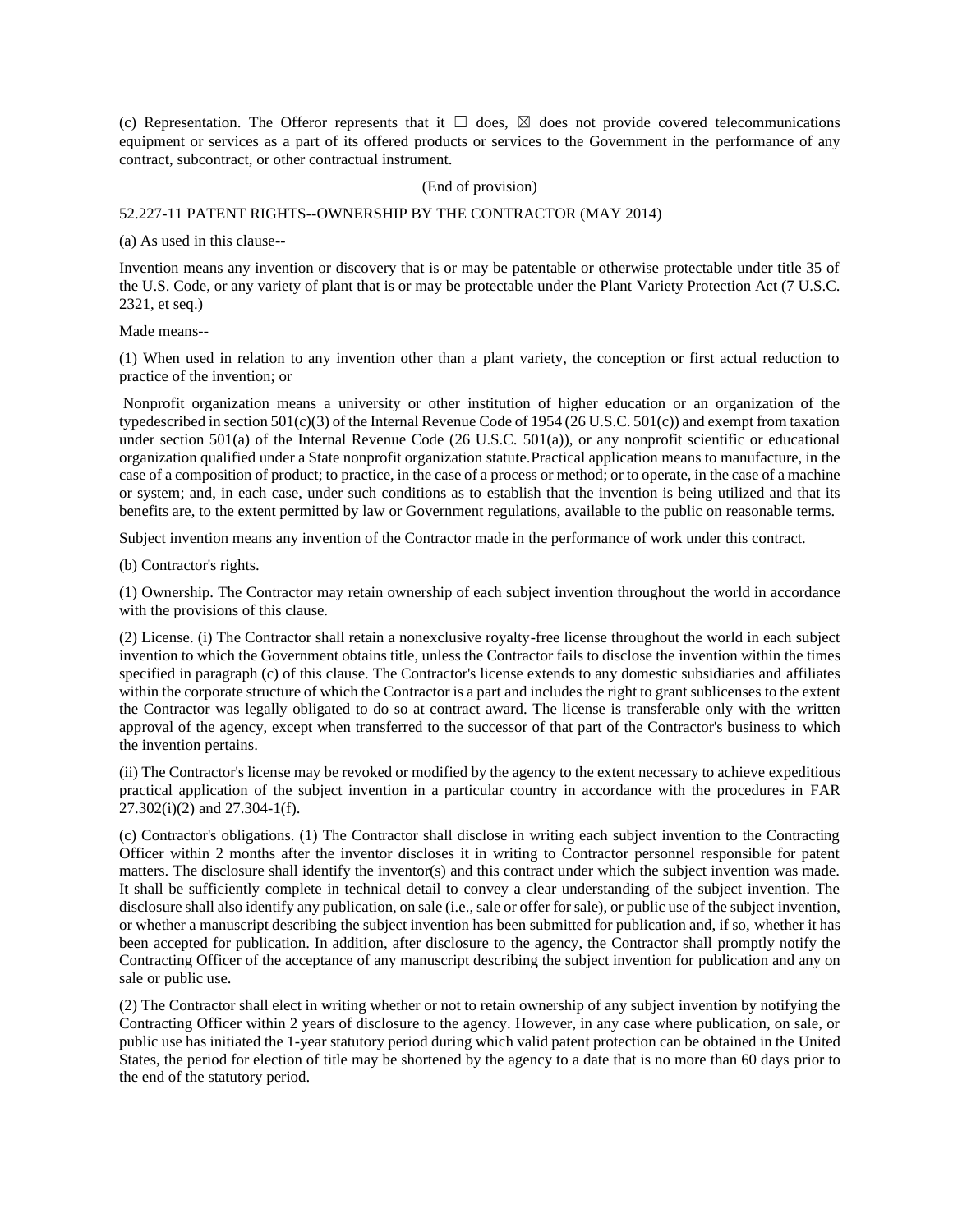(c) Representation. The Offeror represents that it ☐ does, ☒ does not provide covered telecommunications equipment or services as a part of its offered products or services to the Government in the performance of any contract, subcontract, or other contractual instrument.

(End of provision)

52.227-11 PATENT RIGHTS--OWNERSHIP BY THE CONTRACTOR (MAY 2014)

(a) As used in this clause--

Invention means any invention or discovery that is or may be patentable or otherwise protectable under title 35 of the U.S. Code, or any variety of plant that is or may be protectable under the Plant Variety Protection Act (7 U.S.C. 2321, et seq.)

Made means--

(1) When used in relation to any invention other than a plant variety, the conception or first actual reduction to practice of the invention; or

Nonprofit organization means a university or other institution of higher education or an organization of the typedescribed in section 501(c)(3) of the Internal Revenue Code of 1954 (26 U.S.C. 501(c)) and exempt from taxation under section 501(a) of the Internal Revenue Code (26 U.S.C. 501(a)), or any nonprofit scientific or educational organization qualified under a State nonprofit organization statute.Practical application means to manufacture, in the case of a composition of product; to practice, in the case of a process or method; or to operate, in the case of a machine or system; and, in each case, under such conditions as to establish that the invention is being utilized and that its benefits are, to the extent permitted by law or Government regulations, available to the public on reasonable terms.

Subject invention means any invention of the Contractor made in the performance of work under this contract.

(b) Contractor's rights.

(1) Ownership. The Contractor may retain ownership of each subject invention throughout the world in accordance with the provisions of this clause.

(2) License. (i) The Contractor shall retain a nonexclusive royalty-free license throughout the world in each subject invention to which the Government obtains title, unless the Contractor fails to disclose the invention within the times specified in paragraph (c) of this clause. The Contractor's license extends to any domestic subsidiaries and affiliates within the corporate structure of which the Contractor is a part and includes the right to grant sublicenses to the extent the Contractor was legally obligated to do so at contract award. The license is transferable only with the written approval of the agency, except when transferred to the successor of that part of the Contractor's business to which the invention pertains.

(ii) The Contractor's license may be revoked or modified by the agency to the extent necessary to achieve expeditious practical application of the subject invention in a particular country in accordance with the procedures in FAR 27.302(i)(2) and 27.304-1(f).

(c) Contractor's obligations. (1) The Contractor shall disclose in writing each subject invention to the Contracting Officer within 2 months after the inventor discloses it in writing to Contractor personnel responsible for patent matters. The disclosure shall identify the inventor(s) and this contract under which the subject invention was made. It shall be sufficiently complete in technical detail to convey a clear understanding of the subject invention. The disclosure shall also identify any publication, on sale (i.e., sale or offer for sale), or public use of the subject invention, or whether a manuscript describing the subject invention has been submitted for publication and, if so, whether it has been accepted for publication. In addition, after disclosure to the agency, the Contractor shall promptly notify the Contracting Officer of the acceptance of any manuscript describing the subject invention for publication and any on sale or public use.

(2) The Contractor shall elect in writing whether or not to retain ownership of any subject invention by notifying the Contracting Officer within 2 years of disclosure to the agency. However, in any case where publication, on sale, or public use has initiated the 1-year statutory period during which valid patent protection can be obtained in the United States, the period for election of title may be shortened by the agency to a date that is no more than 60 days prior to the end of the statutory period.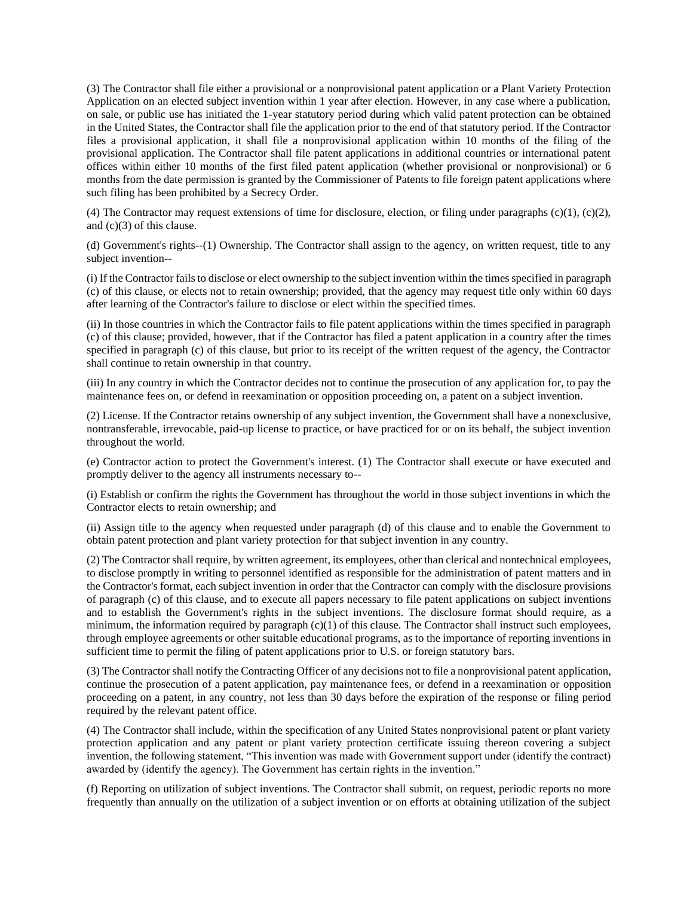(3) The Contractor shall file either a provisional or a nonprovisional patent application or a Plant Variety Protection Application on an elected subject invention within 1 year after election. However, in any case where a publication, on sale, or public use has initiated the 1-year statutory period during which valid patent protection can be obtained in the United States, the Contractor shall file the application prior to the end of that statutory period. If the Contractor files a provisional application, it shall file a nonprovisional application within 10 months of the filing of the provisional application. The Contractor shall file patent applications in additional countries or international patent offices within either 10 months of the first filed patent application (whether provisional or nonprovisional) or 6 months from the date permission is granted by the Commissioner of Patents to file foreign patent applications where such filing has been prohibited by a Secrecy Order.

(4) The Contractor may request extensions of time for disclosure, election, or filing under paragraphs (c)(1), (c)(2), and (c)(3) of this clause.

(d) Government's rights--(1) Ownership. The Contractor shall assign to the agency, on written request, title to any subject invention--

(i) If the Contractor fails to disclose or elect ownership to the subject invention within the times specified in paragraph (c) of this clause, or elects not to retain ownership; provided, that the agency may request title only within 60 days after learning of the Contractor's failure to disclose or elect within the specified times.

(ii) In those countries in which the Contractor fails to file patent applications within the times specified in paragraph (c) of this clause; provided, however, that if the Contractor has filed a patent application in a country after the times specified in paragraph (c) of this clause, but prior to its receipt of the written request of the agency, the Contractor shall continue to retain ownership in that country.

(iii) In any country in which the Contractor decides not to continue the prosecution of any application for, to pay the maintenance fees on, or defend in reexamination or opposition proceeding on, a patent on a subject invention.

(2) License. If the Contractor retains ownership of any subject invention, the Government shall have a nonexclusive, nontransferable, irrevocable, paid-up license to practice, or have practiced for or on its behalf, the subject invention throughout the world.

(e) Contractor action to protect the Government's interest. (1) The Contractor shall execute or have executed and promptly deliver to the agency all instruments necessary to--

(i) Establish or confirm the rights the Government has throughout the world in those subject inventions in which the Contractor elects to retain ownership; and

(ii) Assign title to the agency when requested under paragraph (d) of this clause and to enable the Government to obtain patent protection and plant variety protection for that subject invention in any country.

(2) The Contractor shall require, by written agreement, its employees, other than clerical and nontechnical employees, to disclose promptly in writing to personnel identified as responsible for the administration of patent matters and in the Contractor's format, each subject invention in order that the Contractor can comply with the disclosure provisions of paragraph (c) of this clause, and to execute all papers necessary to file patent applications on subject inventions and to establish the Government's rights in the subject inventions. The disclosure format should require, as a minimum, the information required by paragraph (c)(1) of this clause. The Contractor shall instruct such employees, through employee agreements or other suitable educational programs, as to the importance of reporting inventions in sufficient time to permit the filing of patent applications prior to U.S. or foreign statutory bars.

(3) The Contractor shall notify the Contracting Officer of any decisions not to file a nonprovisional patent application, continue the prosecution of a patent application, pay maintenance fees, or defend in a reexamination or opposition proceeding on a patent, in any country, not less than 30 days before the expiration of the response or filing period required by the relevant patent office.

(4) The Contractor shall include, within the specification of any United States nonprovisional patent or plant variety protection application and any patent or plant variety protection certificate issuing thereon covering a subject invention, the following statement, "This invention was made with Government support under (identify the contract) awarded by (identify the agency). The Government has certain rights in the invention."

(f) Reporting on utilization of subject inventions. The Contractor shall submit, on request, periodic reports no more frequently than annually on the utilization of a subject invention or on efforts at obtaining utilization of the subject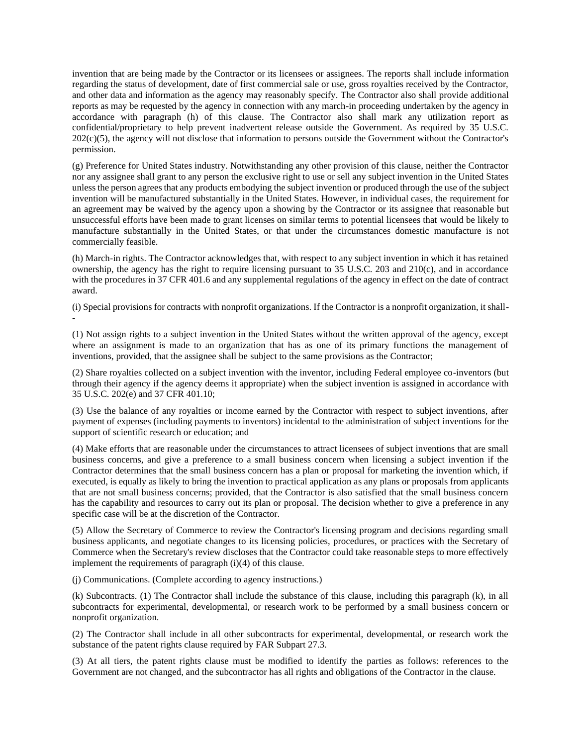invention that are being made by the Contractor or its licensees or assignees. The reports shall include information regarding the status of development, date of first commercial sale or use, gross royalties received by the Contractor, and other data and information as the agency may reasonably specify. The Contractor also shall provide additional reports as may be requested by the agency in connection with any march-in proceeding undertaken by the agency in accordance with paragraph (h) of this clause. The Contractor also shall mark any utilization report as confidential/proprietary to help prevent inadvertent release outside the Government. As required by 35 U.S.C. 202(c)(5), the agency will not disclose that information to persons outside the Government without the Contractor's permission.

(g) Preference for United States industry. Notwithstanding any other provision of this clause, neither the Contractor nor any assignee shall grant to any person the exclusive right to use or sell any subject invention in the United States unless the person agrees that any products embodying the subject invention or produced through the use of the subject invention will be manufactured substantially in the United States. However, in individual cases, the requirement for an agreement may be waived by the agency upon a showing by the Contractor or its assignee that reasonable but unsuccessful efforts have been made to grant licenses on similar terms to potential licensees that would be likely to manufacture substantially in the United States, or that under the circumstances domestic manufacture is not commercially feasible.

(h) March-in rights. The Contractor acknowledges that, with respect to any subject invention in which it has retained ownership, the agency has the right to require licensing pursuant to 35 U.S.C. 203 and 210(c), and in accordance with the procedures in 37 CFR 401.6 and any supplemental regulations of the agency in effect on the date of contract award.

(i) Special provisions for contracts with nonprofit organizations. If the Contractor is a nonprofit organization, it shall--

(1) Not assign rights to a subject invention in the United States without the written approval of the agency, except where an assignment is made to an organization that has as one of its primary functions the management of inventions, provided, that the assignee shall be subject to the same provisions as the Contractor;

(2) Share royalties collected on a subject invention with the inventor, including Federal employee co-inventors (but through their agency if the agency deems it appropriate) when the subject invention is assigned in accordance with 35 U.S.C. 202(e) and 37 CFR 401.10;

(3) Use the balance of any royalties or income earned by the Contractor with respect to subject inventions, after payment of expenses (including payments to inventors) incidental to the administration of subject inventions for the support of scientific research or education; and

(4) Make efforts that are reasonable under the circumstances to attract licensees of subject inventions that are small business concerns, and give a preference to a small business concern when licensing a subject invention if the Contractor determines that the small business concern has a plan or proposal for marketing the invention which, if executed, is equally as likely to bring the invention to practical application as any plans or proposals from applicants that are not small business concerns; provided, that the Contractor is also satisfied that the small business concern has the capability and resources to carry out its plan or proposal. The decision whether to give a preference in any specific case will be at the discretion of the Contractor.

(5) Allow the Secretary of Commerce to review the Contractor's licensing program and decisions regarding small business applicants, and negotiate changes to its licensing policies, procedures, or practices with the Secretary of Commerce when the Secretary's review discloses that the Contractor could take reasonable steps to more effectively implement the requirements of paragraph (i)(4) of this clause.

(j) Communications. (Complete according to agency instructions.)

(k) Subcontracts. (1) The Contractor shall include the substance of this clause, including this paragraph (k), in all subcontracts for experimental, developmental, or research work to be performed by a small business concern or nonprofit organization.

(2) The Contractor shall include in all other subcontracts for experimental, developmental, or research work the substance of the patent rights clause required by FAR Subpart 27.3.

(3) At all tiers, the patent rights clause must be modified to identify the parties as follows: references to the Government are not changed, and the subcontractor has all rights and obligations of the Contractor in the clause.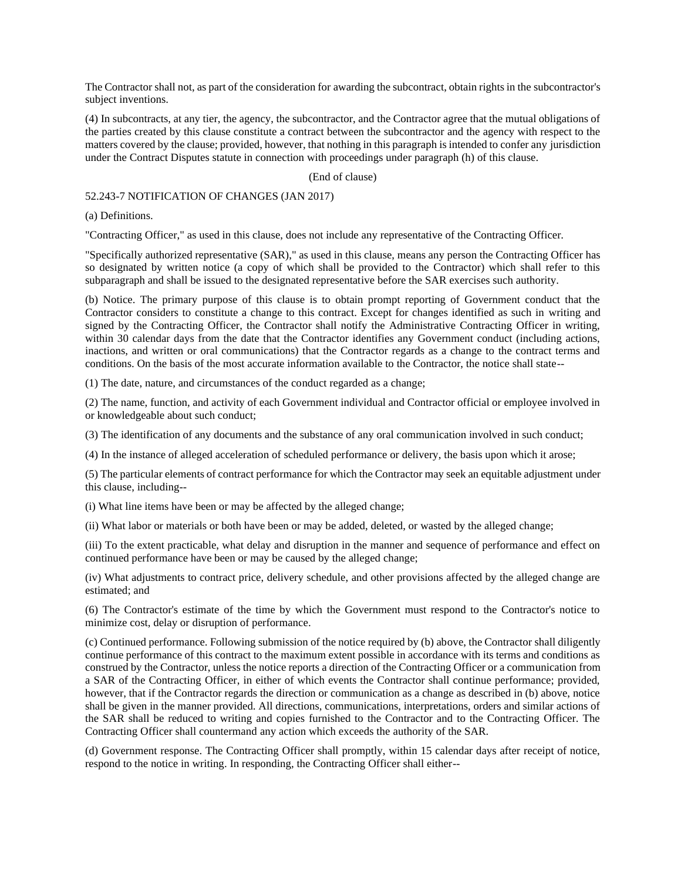The Contractor shall not, as part of the consideration for awarding the subcontract, obtain rights in the subcontractor's subject inventions.

(4) In subcontracts, at any tier, the agency, the subcontractor, and the Contractor agree that the mutual obligations of the parties created by this clause constitute a contract between the subcontractor and the agency with respect to the matters covered by the clause; provided, however, that nothing in this paragraph is intended to confer any jurisdiction under the Contract Disputes statute in connection with proceedings under paragraph (h) of this clause.

(End of clause)

52.243-7 NOTIFICATION OF CHANGES (JAN 2017)

(a) Definitions.

"Contracting Officer," as used in this clause, does not include any representative of the Contracting Officer.

"Specifically authorized representative (SAR)," as used in this clause, means any person the Contracting Officer has so designated by written notice (a copy of which shall be provided to the Contractor) which shall refer to this subparagraph and shall be issued to the designated representative before the SAR exercises such authority.

(b) Notice. The primary purpose of this clause is to obtain prompt reporting of Government conduct that the Contractor considers to constitute a change to this contract. Except for changes identified as such in writing and signed by the Contracting Officer, the Contractor shall notify the Administrative Contracting Officer in writing, within 30 calendar days from the date that the Contractor identifies any Government conduct (including actions, inactions, and written or oral communications) that the Contractor regards as a change to the contract terms and conditions. On the basis of the most accurate information available to the Contractor, the notice shall state--

(1) The date, nature, and circumstances of the conduct regarded as a change;

(2) The name, function, and activity of each Government individual and Contractor official or employee involved in or knowledgeable about such conduct;

(3) The identification of any documents and the substance of any oral communication involved in such conduct;

(4) In the instance of alleged acceleration of scheduled performance or delivery, the basis upon which it arose;

(5) The particular elements of contract performance for which the Contractor may seek an equitable adjustment under this clause, including--

(i) What line items have been or may be affected by the alleged change;

(ii) What labor or materials or both have been or may be added, deleted, or wasted by the alleged change;

(iii) To the extent practicable, what delay and disruption in the manner and sequence of performance and effect on continued performance have been or may be caused by the alleged change;

(iv) What adjustments to contract price, delivery schedule, and other provisions affected by the alleged change are estimated; and

(6) The Contractor's estimate of the time by which the Government must respond to the Contractor's notice to minimize cost, delay or disruption of performance.

(c) Continued performance. Following submission of the notice required by (b) above, the Contractor shall diligently continue performance of this contract to the maximum extent possible in accordance with its terms and conditions as construed by the Contractor, unless the notice reports a direction of the Contracting Officer or a communication from a SAR of the Contracting Officer, in either of which events the Contractor shall continue performance; provided, however, that if the Contractor regards the direction or communication as a change as described in (b) above, notice shall be given in the manner provided. All directions, communications, interpretations, orders and similar actions of the SAR shall be reduced to writing and copies furnished to the Contractor and to the Contracting Officer. The Contracting Officer shall countermand any action which exceeds the authority of the SAR.

(d) Government response. The Contracting Officer shall promptly, within 15 calendar days after receipt of notice, respond to the notice in writing. In responding, the Contracting Officer shall either--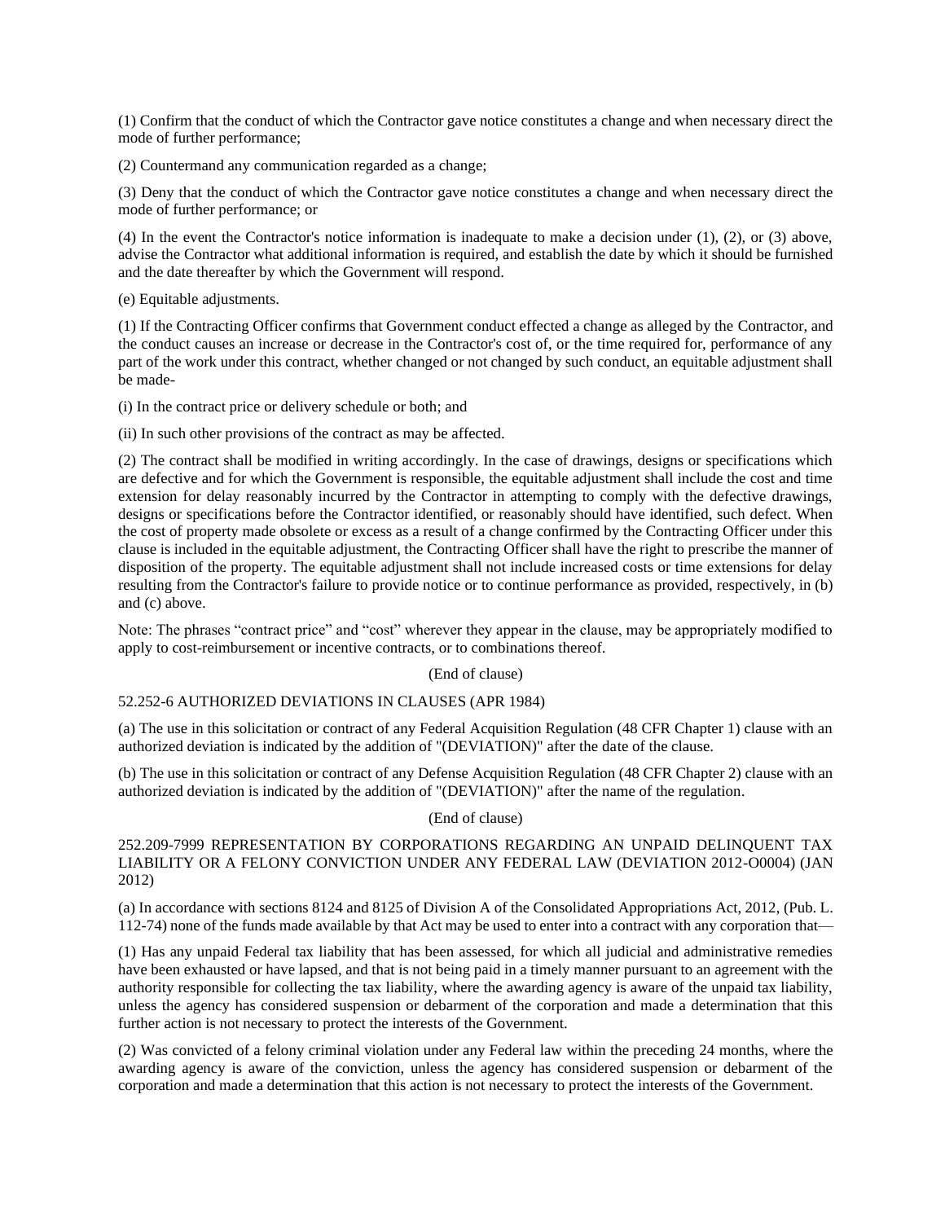(1) Confirm that the conduct of which the Contractor gave notice constitutes a change and when necessary direct the mode of further performance;

(2) Countermand any communication regarded as a change;

(3) Deny that the conduct of which the Contractor gave notice constitutes a change and when necessary direct the mode of further performance; or

(4) In the event the Contractor's notice information is inadequate to make a decision under (1), (2), or (3) above, advise the Contractor what additional information is required, and establish the date by which it should be furnished and the date thereafter by which the Government will respond.

(e) Equitable adjustments.

(1) If the Contracting Officer confirms that Government conduct effected a change as alleged by the Contractor, and the conduct causes an increase or decrease in the Contractor's cost of, or the time required for, performance of any part of the work under this contract, whether changed or not changed by such conduct, an equitable adjustment shall be made-

(i) In the contract price or delivery schedule or both; and

(ii) In such other provisions of the contract as may be affected.

(2) The contract shall be modified in writing accordingly. In the case of drawings, designs or specifications which are defective and for which the Government is responsible, the equitable adjustment shall include the cost and time extension for delay reasonably incurred by the Contractor in attempting to comply with the defective drawings, designs or specifications before the Contractor identified, or reasonably should have identified, such defect. When the cost of property made obsolete or excess as a result of a change confirmed by the Contracting Officer under this clause is included in the equitable adjustment, the Contracting Officer shall have the right to prescribe the manner of disposition of the property. The equitable adjustment shall not include increased costs or time extensions for delay resulting from the Contractor's failure to provide notice or to continue performance as provided, respectively, in (b) and (c) above.

Note: The phrases "contract price" and "cost" wherever they appear in the clause, may be appropriately modified to apply to cost-reimbursement or incentive contracts, or to combinations thereof.

(End of clause)

52.252-6 AUTHORIZED DEVIATIONS IN CLAUSES (APR 1984)

(a) The use in this solicitation or contract of any Federal Acquisition Regulation (48 CFR Chapter 1) clause with an authorized deviation is indicated by the addition of "(DEVIATION)" after the date of the clause.

(b) The use in this solicitation or contract of any Defense Acquisition Regulation (48 CFR Chapter 2) clause with an authorized deviation is indicated by the addition of "(DEVIATION)" after the name of the regulation.

(End of clause)

252.209-7999 REPRESENTATION BY CORPORATIONS REGARDING AN UNPAID DELINQUENT TAX LIABILITY OR A FELONY CONVICTION UNDER ANY FEDERAL LAW (DEVIATION 2012-O0004) (JAN 2012)

(a) In accordance with sections 8124 and 8125 of Division A of the Consolidated Appropriations Act, 2012, (Pub. L. 112-74) none of the funds made available by that Act may be used to enter into a contract with any corporation that—

(1) Has any unpaid Federal tax liability that has been assessed, for which all judicial and administrative remedies have been exhausted or have lapsed, and that is not being paid in a timely manner pursuant to an agreement with the authority responsible for collecting the tax liability, where the awarding agency is aware of the unpaid tax liability, unless the agency has considered suspension or debarment of the corporation and made a determination that this further action is not necessary to protect the interests of the Government.

(2) Was convicted of a felony criminal violation under any Federal law within the preceding 24 months, where the awarding agency is aware of the conviction, unless the agency has considered suspension or debarment of the corporation and made a determination that this action is not necessary to protect the interests of the Government.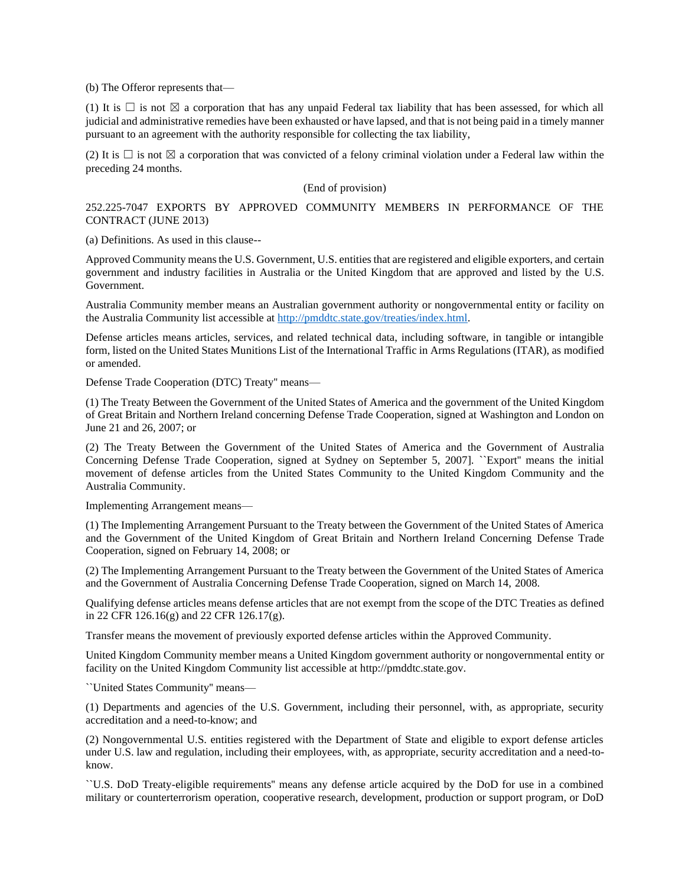(b) The Offeror represents that—

(1) It is ☐ is not ☒ a corporation that has any unpaid Federal tax liability that has been assessed, for which all judicial and administrative remedies have been exhausted or have lapsed, and that is not being paid in a timely manner pursuant to an agreement with the authority responsible for collecting the tax liability,

(2) It is ☐ is not ☒ a corporation that was convicted of a felony criminal violation under a Federal law within the preceding 24 months.

(End of provision)

252.225-7047 EXPORTS BY APPROVED COMMUNITY MEMBERS IN PERFORMANCE OF THE CONTRACT (JUNE 2013)

(a) Definitions. As used in this clause--

Approved Community means the U.S. Government, U.S. entities that are registered and eligible exporters, and certain government and industry facilities in Australia or the United Kingdom that are approved and listed by the U.S. Government.

Australia Community member means an Australian government authority or nongovernmental entity or facility on the Australia Community list accessible at http://pmddtc.state.gov/treaties/index.html.

Defense articles means articles, services, and related technical data, including software, in tangible or intangible form, listed on the United States Munitions List of the International Traffic in Arms Regulations (ITAR), as modified or amended.

Defense Trade Cooperation (DTC) Treaty'' means—

(1) The Treaty Between the Government of the United States of America and the government of the United Kingdom of Great Britain and Northern Ireland concerning Defense Trade Cooperation, signed at Washington and London on June 21 and 26, 2007; or

(2) The Treaty Between the Government of the United States of America and the Government of Australia Concerning Defense Trade Cooperation, signed at Sydney on September 5, 2007]. ``Export'' means the initial movement of defense articles from the United States Community to the United Kingdom Community and the Australia Community.

Implementing Arrangement means—

(1) The Implementing Arrangement Pursuant to the Treaty between the Government of the United States of America and the Government of the United Kingdom of Great Britain and Northern Ireland Concerning Defense Trade Cooperation, signed on February 14, 2008; or

(2) The Implementing Arrangement Pursuant to the Treaty between the Government of the United States of America and the Government of Australia Concerning Defense Trade Cooperation, signed on March 14, 2008.

Qualifying defense articles means defense articles that are not exempt from the scope of the DTC Treaties as defined in 22 CFR 126.16(g) and 22 CFR 126.17(g).

Transfer means the movement of previously exported defense articles within the Approved Community.

United Kingdom Community member means a United Kingdom government authority or nongovernmental entity or facility on the United Kingdom Community list accessible at http://pmddtc.state.gov.

``United States Community'' means—

(1) Departments and agencies of the U.S. Government, including their personnel, with, as appropriate, security accreditation and a need-to-know; and

(2) Nongovernmental U.S. entities registered with the Department of State and eligible to export defense articles under U.S. law and regulation, including their employees, with, as appropriate, security accreditation and a need-to-know.

``U.S. DoD Treaty-eligible requirements'' means any defense article acquired by the DoD for use in a combined military or counterterrorism operation, cooperative research, development, production or support program, or DoD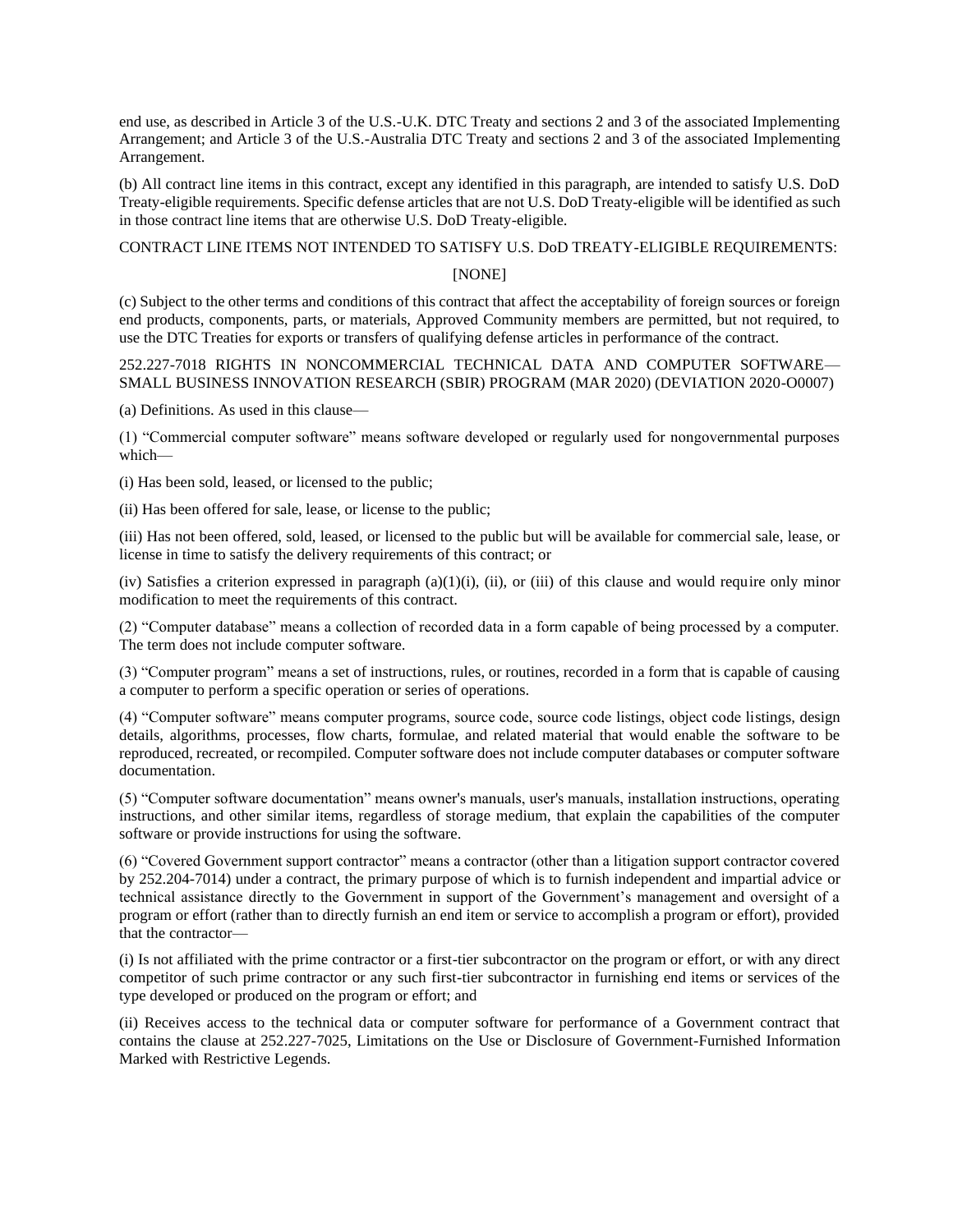end use, as described in Article 3 of the U.S.-U.K. DTC Treaty and sections 2 and 3 of the associated Implementing Arrangement; and Article 3 of the U.S.-Australia DTC Treaty and sections 2 and 3 of the associated Implementing Arrangement.

(b) All contract line items in this contract, except any identified in this paragraph, are intended to satisfy U.S. DoD Treaty-eligible requirements. Specific defense articles that are not U.S. DoD Treaty-eligible will be identified as such in those contract line items that are otherwise U.S. DoD Treaty-eligible.

CONTRACT LINE ITEMS NOT INTENDED TO SATISFY U.S. DoD TREATY-ELIGIBLE REQUIREMENTS:

[NONE]

(c) Subject to the other terms and conditions of this contract that affect the acceptability of foreign sources or foreign end products, components, parts, or materials, Approved Community members are permitted, but not required, to use the DTC Treaties for exports or transfers of qualifying defense articles in performance of the contract.

252.227-7018 RIGHTS IN NONCOMMERCIAL TECHNICAL DATA AND COMPUTER SOFTWARE—SMALL BUSINESS INNOVATION RESEARCH (SBIR) PROGRAM (MAR 2020) (DEVIATION 2020-O0007)

(a) Definitions. As used in this clause—

(1) “Commercial computer software” means software developed or regularly used for nongovernmental purposes which—

(i) Has been sold, leased, or licensed to the public;

(ii) Has been offered for sale, lease, or license to the public;

(iii) Has not been offered, sold, leased, or licensed to the public but will be available for commercial sale, lease, or license in time to satisfy the delivery requirements of this contract; or

(iv) Satisfies a criterion expressed in paragraph (a)(1)(i), (ii), or (iii) of this clause and would require only minor modification to meet the requirements of this contract.

(2) “Computer database” means a collection of recorded data in a form capable of being processed by a computer. The term does not include computer software.

(3) “Computer program” means a set of instructions, rules, or routines, recorded in a form that is capable of causing a computer to perform a specific operation or series of operations.

(4) “Computer software” means computer programs, source code, source code listings, object code listings, design details, algorithms, processes, flow charts, formulae, and related material that would enable the software to be reproduced, recreated, or recompiled. Computer software does not include computer databases or computer software documentation.

(5) “Computer software documentation” means owner's manuals, user's manuals, installation instructions, operating instructions, and other similar items, regardless of storage medium, that explain the capabilities of the computer software or provide instructions for using the software.

(6) “Covered Government support contractor” means a contractor (other than a litigation support contractor covered by 252.204-7014) under a contract, the primary purpose of which is to furnish independent and impartial advice or technical assistance directly to the Government in support of the Government’s management and oversight of a program or effort (rather than to directly furnish an end item or service to accomplish a program or effort), provided that the contractor—

(i) Is not affiliated with the prime contractor or a first-tier subcontractor on the program or effort, or with any direct competitor of such prime contractor or any such first-tier subcontractor in furnishing end items or services of the type developed or produced on the program or effort; and

(ii) Receives access to the technical data or computer software for performance of a Government contract that contains the clause at 252.227-7025, Limitations on the Use or Disclosure of Government-Furnished Information Marked with Restrictive Legends.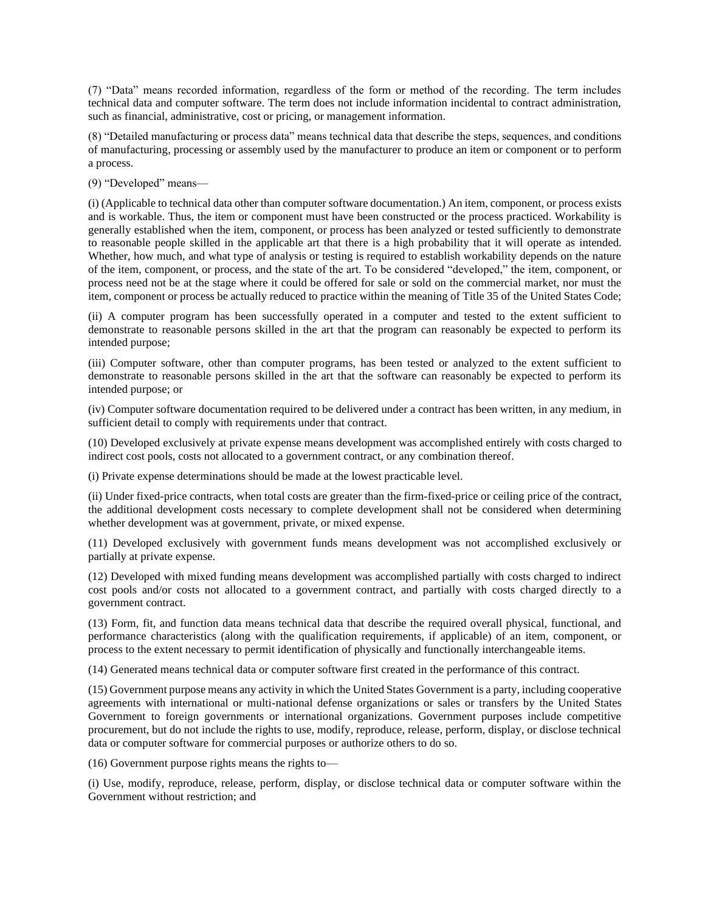(7) “Data” means recorded information, regardless of the form or method of the recording. The term includes technical data and computer software. The term does not include information incidental to contract administration, such as financial, administrative, cost or pricing, or management information.

(8) “Detailed manufacturing or process data” means technical data that describe the steps, sequences, and conditions of manufacturing, processing or assembly used by the manufacturer to produce an item or component or to perform a process.

(9) “Developed” means—

(i) (Applicable to technical data other than computer software documentation.) An item, component, or process exists and is workable. Thus, the item or component must have been constructed or the process practiced. Workability is generally established when the item, component, or process has been analyzed or tested sufficiently to demonstrate to reasonable people skilled in the applicable art that there is a high probability that it will operate as intended. Whether, how much, and what type of analysis or testing is required to establish workability depends on the nature of the item, component, or process, and the state of the art. To be considered “developed,” the item, component, or process need not be at the stage where it could be offered for sale or sold on the commercial market, nor must the item, component or process be actually reduced to practice within the meaning of Title 35 of the United States Code;

(ii) A computer program has been successfully operated in a computer and tested to the extent sufficient to demonstrate to reasonable persons skilled in the art that the program can reasonably be expected to perform its intended purpose;

(iii) Computer software, other than computer programs, has been tested or analyzed to the extent sufficient to demonstrate to reasonable persons skilled in the art that the software can reasonably be expected to perform its intended purpose; or

(iv) Computer software documentation required to be delivered under a contract has been written, in any medium, in sufficient detail to comply with requirements under that contract.

(10) Developed exclusively at private expense means development was accomplished entirely with costs charged to indirect cost pools, costs not allocated to a government contract, or any combination thereof.

(i) Private expense determinations should be made at the lowest practicable level.

(ii) Under fixed-price contracts, when total costs are greater than the firm-fixed-price or ceiling price of the contract, the additional development costs necessary to complete development shall not be considered when determining whether development was at government, private, or mixed expense.

(11) Developed exclusively with government funds means development was not accomplished exclusively or partially at private expense.

(12) Developed with mixed funding means development was accomplished partially with costs charged to indirect cost pools and/or costs not allocated to a government contract, and partially with costs charged directly to a government contract.

(13) Form, fit, and function data means technical data that describe the required overall physical, functional, and performance characteristics (along with the qualification requirements, if applicable) of an item, component, or process to the extent necessary to permit identification of physically and functionally interchangeable items.

(14) Generated means technical data or computer software first created in the performance of this contract.

(15) Government purpose means any activity in which the United States Government is a party, including cooperative agreements with international or multi-national defense organizations or sales or transfers by the United States Government to foreign governments or international organizations. Government purposes include competitive procurement, but do not include the rights to use, modify, reproduce, release, perform, display, or disclose technical data or computer software for commercial purposes or authorize others to do so.

(16) Government purpose rights means the rights to—

(i) Use, modify, reproduce, release, perform, display, or disclose technical data or computer software within the Government without restriction; and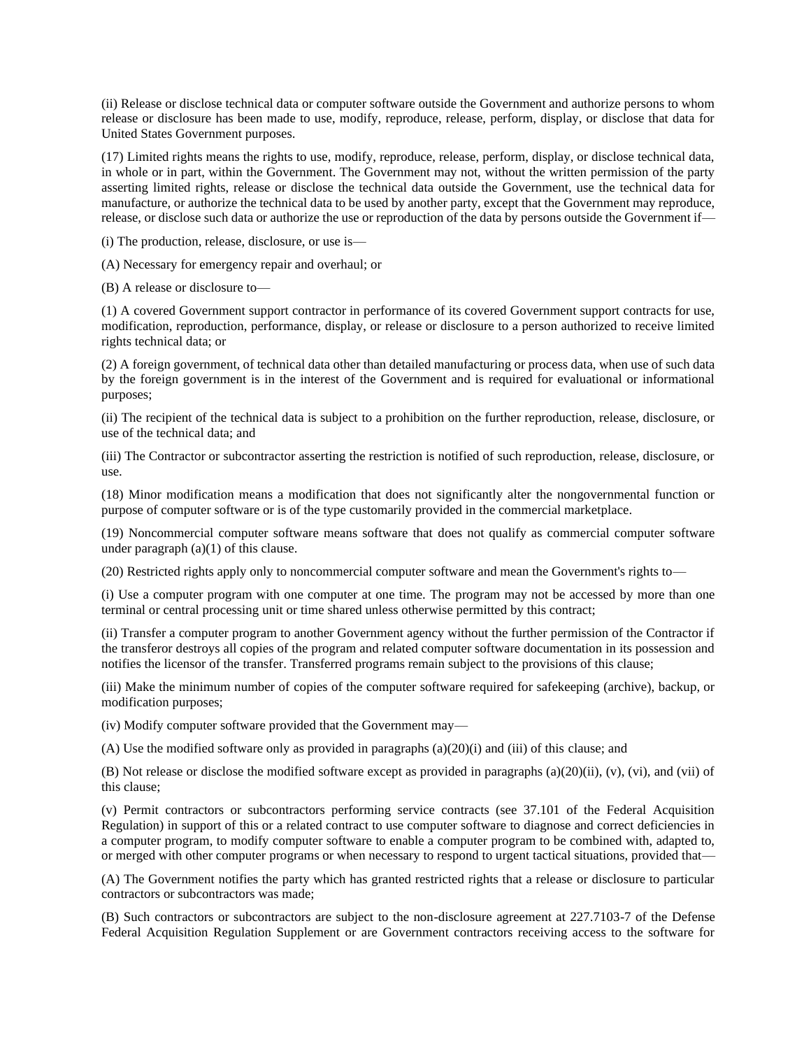(ii) Release or disclose technical data or computer software outside the Government and authorize persons to whom release or disclosure has been made to use, modify, reproduce, release, perform, display, or disclose that data for United States Government purposes.

(17) Limited rights means the rights to use, modify, reproduce, release, perform, display, or disclose technical data, in whole or in part, within the Government. The Government may not, without the written permission of the party asserting limited rights, release or disclose the technical data outside the Government, use the technical data for manufacture, or authorize the technical data to be used by another party, except that the Government may reproduce, release, or disclose such data or authorize the use or reproduction of the data by persons outside the Government if—

(i) The production, release, disclosure, or use is—

(A) Necessary for emergency repair and overhaul; or

(B) A release or disclosure to—

(1) A covered Government support contractor in performance of its covered Government support contracts for use, modification, reproduction, performance, display, or release or disclosure to a person authorized to receive limited rights technical data; or

(2) A foreign government, of technical data other than detailed manufacturing or process data, when use of such data by the foreign government is in the interest of the Government and is required for evaluational or informational purposes;

(ii) The recipient of the technical data is subject to a prohibition on the further reproduction, release, disclosure, or use of the technical data; and

(iii) The Contractor or subcontractor asserting the restriction is notified of such reproduction, release, disclosure, or use.

(18) Minor modification means a modification that does not significantly alter the nongovernmental function or purpose of computer software or is of the type customarily provided in the commercial marketplace.

(19) Noncommercial computer software means software that does not qualify as commercial computer software under paragraph (a)(1) of this clause.

(20) Restricted rights apply only to noncommercial computer software and mean the Government's rights to—

(i) Use a computer program with one computer at one time. The program may not be accessed by more than one terminal or central processing unit or time shared unless otherwise permitted by this contract;

(ii) Transfer a computer program to another Government agency without the further permission of the Contractor if the transferor destroys all copies of the program and related computer software documentation in its possession and notifies the licensor of the transfer. Transferred programs remain subject to the provisions of this clause;

(iii) Make the minimum number of copies of the computer software required for safekeeping (archive), backup, or modification purposes;

(iv) Modify computer software provided that the Government may—

(A) Use the modified software only as provided in paragraphs (a)(20)(i) and (iii) of this clause; and

(B) Not release or disclose the modified software except as provided in paragraphs (a)(20)(ii), (v), (vi), and (vii) of this clause;

(v) Permit contractors or subcontractors performing service contracts (see 37.101 of the Federal Acquisition Regulation) in support of this or a related contract to use computer software to diagnose and correct deficiencies in a computer program, to modify computer software to enable a computer program to be combined with, adapted to, or merged with other computer programs or when necessary to respond to urgent tactical situations, provided that—

(A) The Government notifies the party which has granted restricted rights that a release or disclosure to particular contractors or subcontractors was made;

(B) Such contractors or subcontractors are subject to the non-disclosure agreement at 227.7103-7 of the Defense Federal Acquisition Regulation Supplement or are Government contractors receiving access to the software for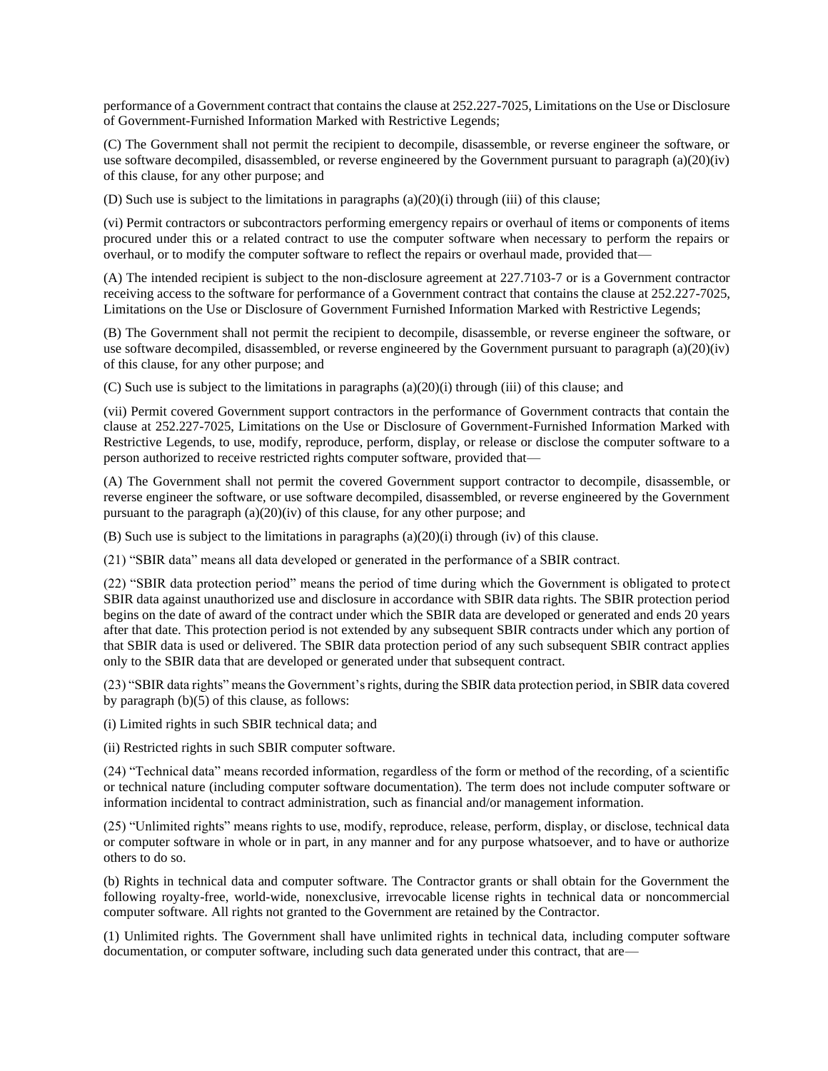performance of a Government contract that contains the clause at 252.227-7025, Limitations on the Use or Disclosure of Government-Furnished Information Marked with Restrictive Legends;

(C) The Government shall not permit the recipient to decompile, disassemble, or reverse engineer the software, or use software decompiled, disassembled, or reverse engineered by the Government pursuant to paragraph (a)(20)(iv) of this clause, for any other purpose; and

(D) Such use is subject to the limitations in paragraphs (a)(20)(i) through (iii) of this clause;

(vi) Permit contractors or subcontractors performing emergency repairs or overhaul of items or components of items procured under this or a related contract to use the computer software when necessary to perform the repairs or overhaul, or to modify the computer software to reflect the repairs or overhaul made, provided that—

(A) The intended recipient is subject to the non-disclosure agreement at 227.7103-7 or is a Government contractor receiving access to the software for performance of a Government contract that contains the clause at 252.227-7025, Limitations on the Use or Disclosure of Government Furnished Information Marked with Restrictive Legends;

(B) The Government shall not permit the recipient to decompile, disassemble, or reverse engineer the software, or use software decompiled, disassembled, or reverse engineered by the Government pursuant to paragraph (a)(20)(iv) of this clause, for any other purpose; and

(C) Such use is subject to the limitations in paragraphs (a)(20)(i) through (iii) of this clause; and

(vii) Permit covered Government support contractors in the performance of Government contracts that contain the clause at 252.227-7025, Limitations on the Use or Disclosure of Government-Furnished Information Marked with Restrictive Legends, to use, modify, reproduce, perform, display, or release or disclose the computer software to a person authorized to receive restricted rights computer software, provided that—

(A) The Government shall not permit the covered Government support contractor to decompile, disassemble, or reverse engineer the software, or use software decompiled, disassembled, or reverse engineered by the Government pursuant to the paragraph (a)(20)(iv) of this clause, for any other purpose; and

(B) Such use is subject to the limitations in paragraphs (a)(20)(i) through (iv) of this clause.

(21) "SBIR data" means all data developed or generated in the performance of a SBIR contract.

(22) "SBIR data protection period" means the period of time during which the Government is obligated to protect SBIR data against unauthorized use and disclosure in accordance with SBIR data rights. The SBIR protection period begins on the date of award of the contract under which the SBIR data are developed or generated and ends 20 years after that date. This protection period is not extended by any subsequent SBIR contracts under which any portion of that SBIR data is used or delivered. The SBIR data protection period of any such subsequent SBIR contract applies only to the SBIR data that are developed or generated under that subsequent contract.

(23) "SBIR data rights" means the Government's rights, during the SBIR data protection period, in SBIR data covered by paragraph (b)(5) of this clause, as follows:

(i) Limited rights in such SBIR technical data; and

(ii) Restricted rights in such SBIR computer software.

(24) "Technical data" means recorded information, regardless of the form or method of the recording, of a scientific or technical nature (including computer software documentation). The term does not include computer software or information incidental to contract administration, such as financial and/or management information.

(25) "Unlimited rights" means rights to use, modify, reproduce, release, perform, display, or disclose, technical data or computer software in whole or in part, in any manner and for any purpose whatsoever, and to have or authorize others to do so.

(b) Rights in technical data and computer software. The Contractor grants or shall obtain for the Government the following royalty-free, world-wide, nonexclusive, irrevocable license rights in technical data or noncommercial computer software. All rights not granted to the Government are retained by the Contractor.

(1) Unlimited rights. The Government shall have unlimited rights in technical data, including computer software documentation, or computer software, including such data generated under this contract, that are—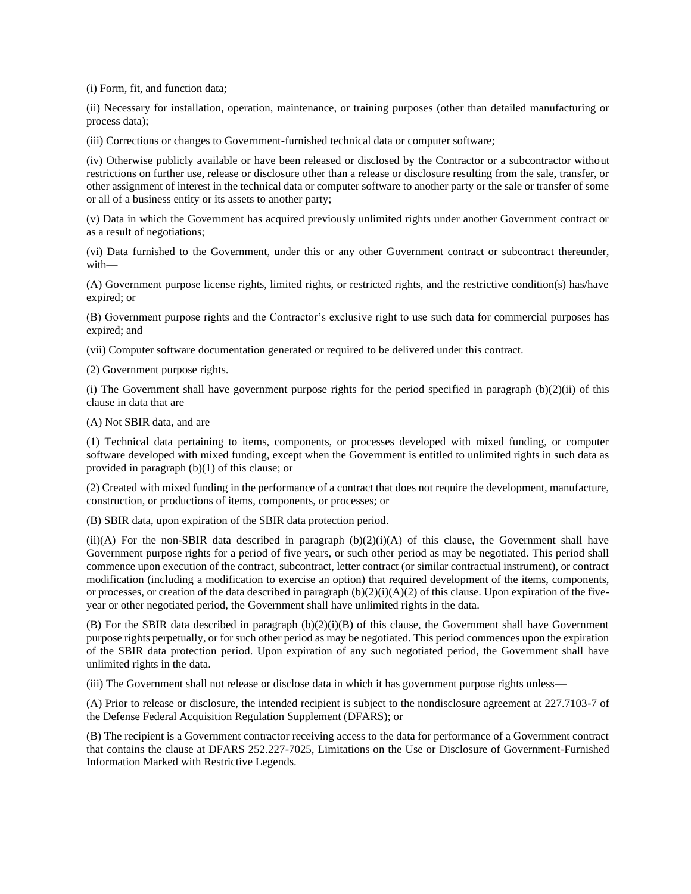(i) Form, fit, and function data;

(ii) Necessary for installation, operation, maintenance, or training purposes (other than detailed manufacturing or process data);

(iii) Corrections or changes to Government-furnished technical data or computer software;

(iv) Otherwise publicly available or have been released or disclosed by the Contractor or a subcontractor without restrictions on further use, release or disclosure other than a release or disclosure resulting from the sale, transfer, or other assignment of interest in the technical data or computer software to another party or the sale or transfer of some or all of a business entity or its assets to another party;

(v) Data in which the Government has acquired previously unlimited rights under another Government contract or as a result of negotiations;

(vi) Data furnished to the Government, under this or any other Government contract or subcontract thereunder, with—

(A) Government purpose license rights, limited rights, or restricted rights, and the restrictive condition(s) has/have expired; or

(B) Government purpose rights and the Contractor's exclusive right to use such data for commercial purposes has expired; and

(vii) Computer software documentation generated or required to be delivered under this contract.

(2) Government purpose rights.

(i) The Government shall have government purpose rights for the period specified in paragraph (b)(2)(ii) of this clause in data that are—

(A) Not SBIR data, and are—

(1) Technical data pertaining to items, components, or processes developed with mixed funding, or computer software developed with mixed funding, except when the Government is entitled to unlimited rights in such data as provided in paragraph (b)(1) of this clause; or

(2) Created with mixed funding in the performance of a contract that does not require the development, manufacture, construction, or productions of items, components, or processes; or

(B) SBIR data, upon expiration of the SBIR data protection period.

(ii)(A) For the non-SBIR data described in paragraph (b)(2)(i)(A) of this clause, the Government shall have Government purpose rights for a period of five years, or such other period as may be negotiated. This period shall commence upon execution of the contract, subcontract, letter contract (or similar contractual instrument), or contract modification (including a modification to exercise an option) that required development of the items, components, or processes, or creation of the data described in paragraph (b)(2)(i)(A)(2) of this clause. Upon expiration of the five-year or other negotiated period, the Government shall have unlimited rights in the data.

(B) For the SBIR data described in paragraph (b)(2)(i)(B) of this clause, the Government shall have Government purpose rights perpetually, or for such other period as may be negotiated. This period commences upon the expiration of the SBIR data protection period. Upon expiration of any such negotiated period, the Government shall have unlimited rights in the data.

(iii) The Government shall not release or disclose data in which it has government purpose rights unless—

(A) Prior to release or disclosure, the intended recipient is subject to the nondisclosure agreement at 227.7103-7 of the Defense Federal Acquisition Regulation Supplement (DFARS); or

(B) The recipient is a Government contractor receiving access to the data for performance of a Government contract that contains the clause at DFARS 252.227-7025, Limitations on the Use or Disclosure of Government-Furnished Information Marked with Restrictive Legends.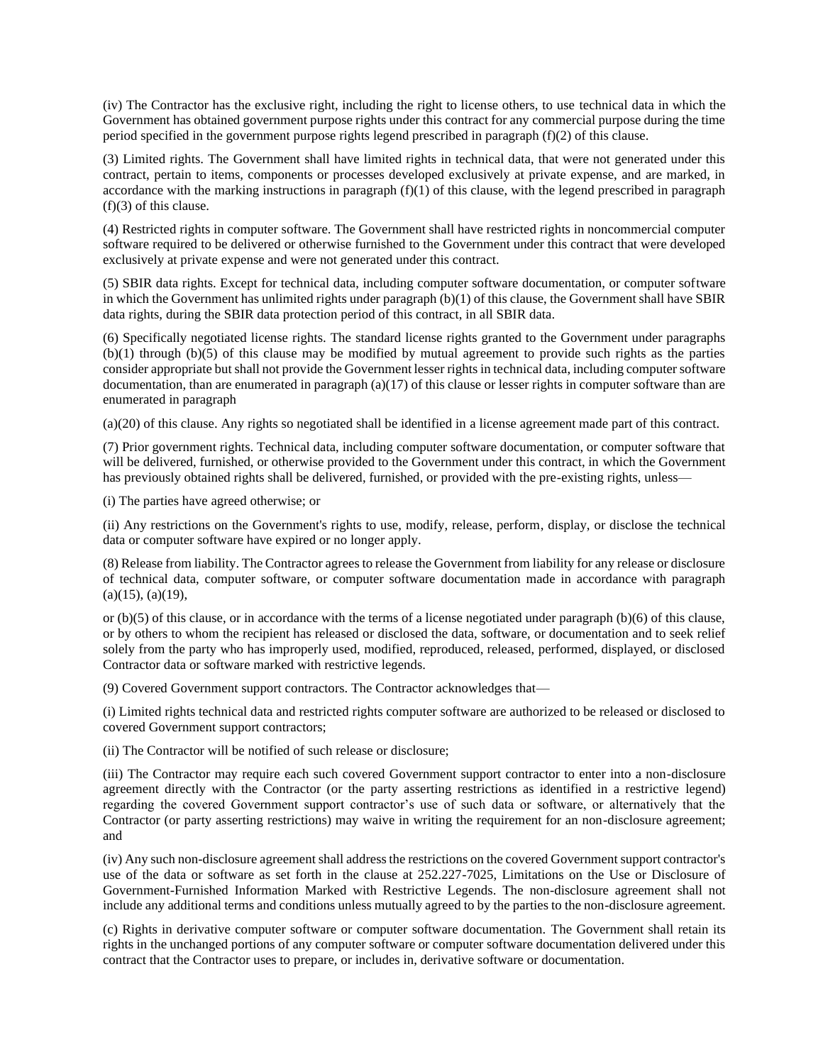(iv) The Contractor has the exclusive right, including the right to license others, to use technical data in which the Government has obtained government purpose rights under this contract for any commercial purpose during the time period specified in the government purpose rights legend prescribed in paragraph (f)(2) of this clause.

(3) Limited rights. The Government shall have limited rights in technical data, that were not generated under this contract, pertain to items, components or processes developed exclusively at private expense, and are marked, in accordance with the marking instructions in paragraph (f)(1) of this clause, with the legend prescribed in paragraph (f)(3) of this clause.

(4) Restricted rights in computer software. The Government shall have restricted rights in noncommercial computer software required to be delivered or otherwise furnished to the Government under this contract that were developed exclusively at private expense and were not generated under this contract.

(5) SBIR data rights. Except for technical data, including computer software documentation, or computer software in which the Government has unlimited rights under paragraph (b)(1) of this clause, the Government shall have SBIR data rights, during the SBIR data protection period of this contract, in all SBIR data.

(6) Specifically negotiated license rights. The standard license rights granted to the Government under paragraphs (b)(1) through (b)(5) of this clause may be modified by mutual agreement to provide such rights as the parties consider appropriate but shall not provide the Government lesser rights in technical data, including computer software documentation, than are enumerated in paragraph (a)(17) of this clause or lesser rights in computer software than are enumerated in paragraph

(a)(20) of this clause. Any rights so negotiated shall be identified in a license agreement made part of this contract.

(7) Prior government rights. Technical data, including computer software documentation, or computer software that will be delivered, furnished, or otherwise provided to the Government under this contract, in which the Government has previously obtained rights shall be delivered, furnished, or provided with the pre-existing rights, unless—

(i) The parties have agreed otherwise; or

(ii) Any restrictions on the Government's rights to use, modify, release, perform, display, or disclose the technical data or computer software have expired or no longer apply.

(8) Release from liability. The Contractor agrees to release the Government from liability for any release or disclosure of technical data, computer software, or computer software documentation made in accordance with paragraph (a)(15), (a)(19),

or (b)(5) of this clause, or in accordance with the terms of a license negotiated under paragraph (b)(6) of this clause, or by others to whom the recipient has released or disclosed the data, software, or documentation and to seek relief solely from the party who has improperly used, modified, reproduced, released, performed, displayed, or disclosed Contractor data or software marked with restrictive legends.

(9) Covered Government support contractors. The Contractor acknowledges that—

(i) Limited rights technical data and restricted rights computer software are authorized to be released or disclosed to covered Government support contractors;

(ii) The Contractor will be notified of such release or disclosure;

(iii) The Contractor may require each such covered Government support contractor to enter into a non-disclosure agreement directly with the Contractor (or the party asserting restrictions as identified in a restrictive legend) regarding the covered Government support contractor's use of such data or software, or alternatively that the Contractor (or party asserting restrictions) may waive in writing the requirement for an non-disclosure agreement; and

(iv) Any such non-disclosure agreement shall address the restrictions on the covered Government support contractor's use of the data or software as set forth in the clause at 252.227-7025, Limitations on the Use or Disclosure of Government-Furnished Information Marked with Restrictive Legends. The non-disclosure agreement shall not include any additional terms and conditions unless mutually agreed to by the parties to the non-disclosure agreement.

(c) Rights in derivative computer software or computer software documentation. The Government shall retain its rights in the unchanged portions of any computer software or computer software documentation delivered under this contract that the Contractor uses to prepare, or includes in, derivative software or documentation.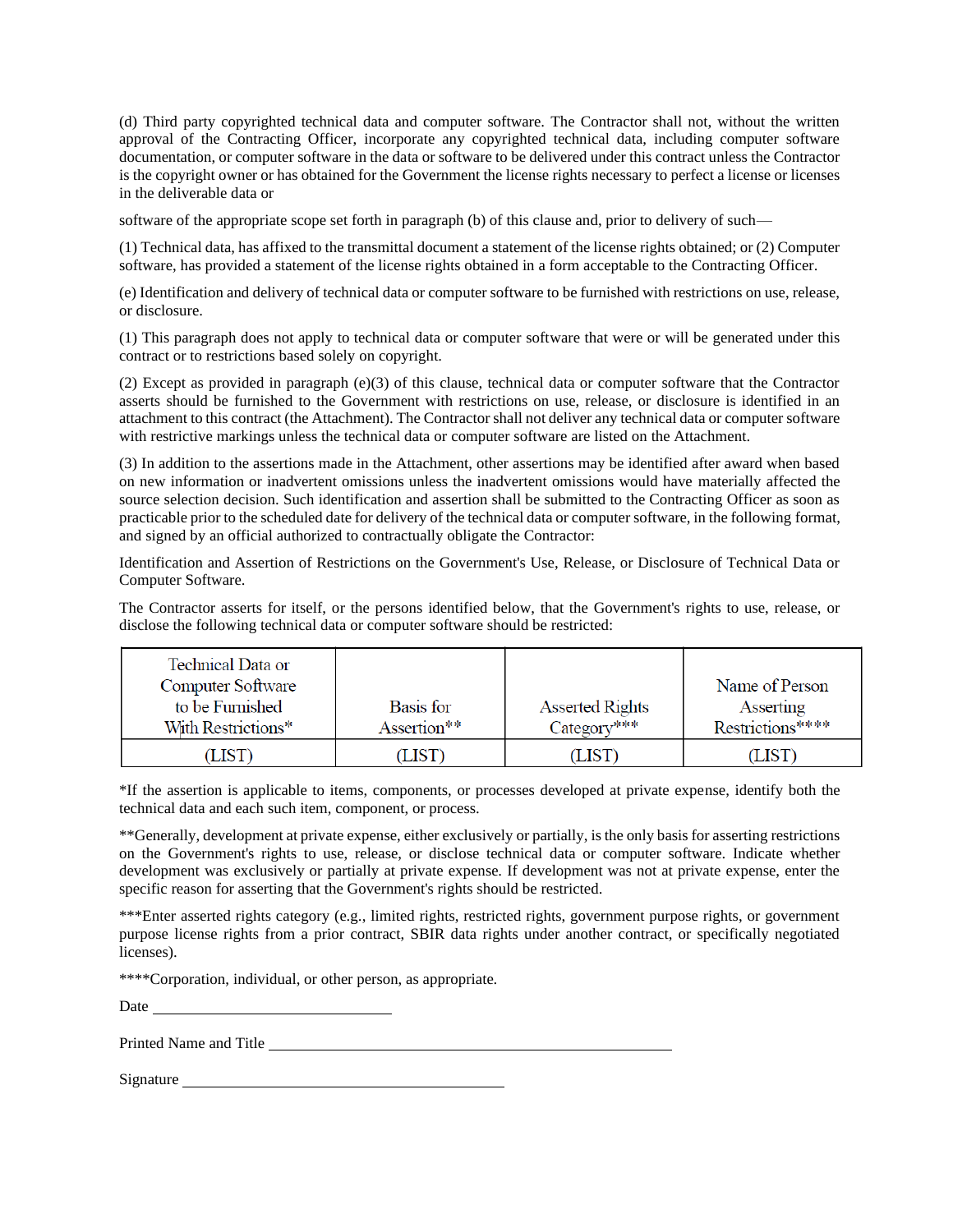(d) Third party copyrighted technical data and computer software. The Contractor shall not, without the written approval of the Contracting Officer, incorporate any copyrighted technical data, including computer software documentation, or computer software in the data or software to be delivered under this contract unless the Contractor is the copyright owner or has obtained for the Government the license rights necessary to perfect a license or licenses in the deliverable data or

software of the appropriate scope set forth in paragraph (b) of this clause and, prior to delivery of such—

(1) Technical data, has affixed to the transmittal document a statement of the license rights obtained; or (2) Computer software, has provided a statement of the license rights obtained in a form acceptable to the Contracting Officer.

(e) Identification and delivery of technical data or computer software to be furnished with restrictions on use, release, or disclosure.

(1) This paragraph does not apply to technical data or computer software that were or will be generated under this contract or to restrictions based solely on copyright.

(2) Except as provided in paragraph (e)(3) of this clause, technical data or computer software that the Contractor asserts should be furnished to the Government with restrictions on use, release, or disclosure is identified in an attachment to this contract (the Attachment). The Contractor shall not deliver any technical data or computer software with restrictive markings unless the technical data or computer software are listed on the Attachment.

(3) In addition to the assertions made in the Attachment, other assertions may be identified after award when based on new information or inadvertent omissions unless the inadvertent omissions would have materially affected the source selection decision. Such identification and assertion shall be submitted to the Contracting Officer as soon as practicable prior to the scheduled date for delivery of the technical data or computer software, in the following format, and signed by an official authorized to contractually obligate the Contractor:

Identification and Assertion of Restrictions on the Government's Use, Release, or Disclosure of Technical Data or Computer Software.

The Contractor asserts for itself, or the persons identified below, that the Government's rights to use, release, or disclose the following technical data or computer software should be restricted:

| Technical Data or Computer Software to be Furnished With Restrictions* | Basis for Assertion** | Asserted Rights Category*** | Name of Person Asserting Restrictions**** |
|---|---|---|---|
| (LIST) | (LIST) | (LIST) | (LIST) |

*If the assertion is applicable to items, components, or processes developed at private expense, identify both the technical data and each such item, component, or process.

**Generally, development at private expense, either exclusively or partially, is the only basis for asserting restrictions on the Government's rights to use, release, or disclose technical data or computer software. Indicate whether development was exclusively or partially at private expense. If development was not at private expense, enter the specific reason for asserting that the Government's rights should be restricted.

***Enter asserted rights category (e.g., limited rights, restricted rights, government purpose rights, or government purpose license rights from a prior contract, SBIR data rights under another contract, or specifically negotiated licenses).

****Corporation, individual, or other person, as appropriate.

Date ______________________________

Printed Name and Title ______________________________

Signature ______________________________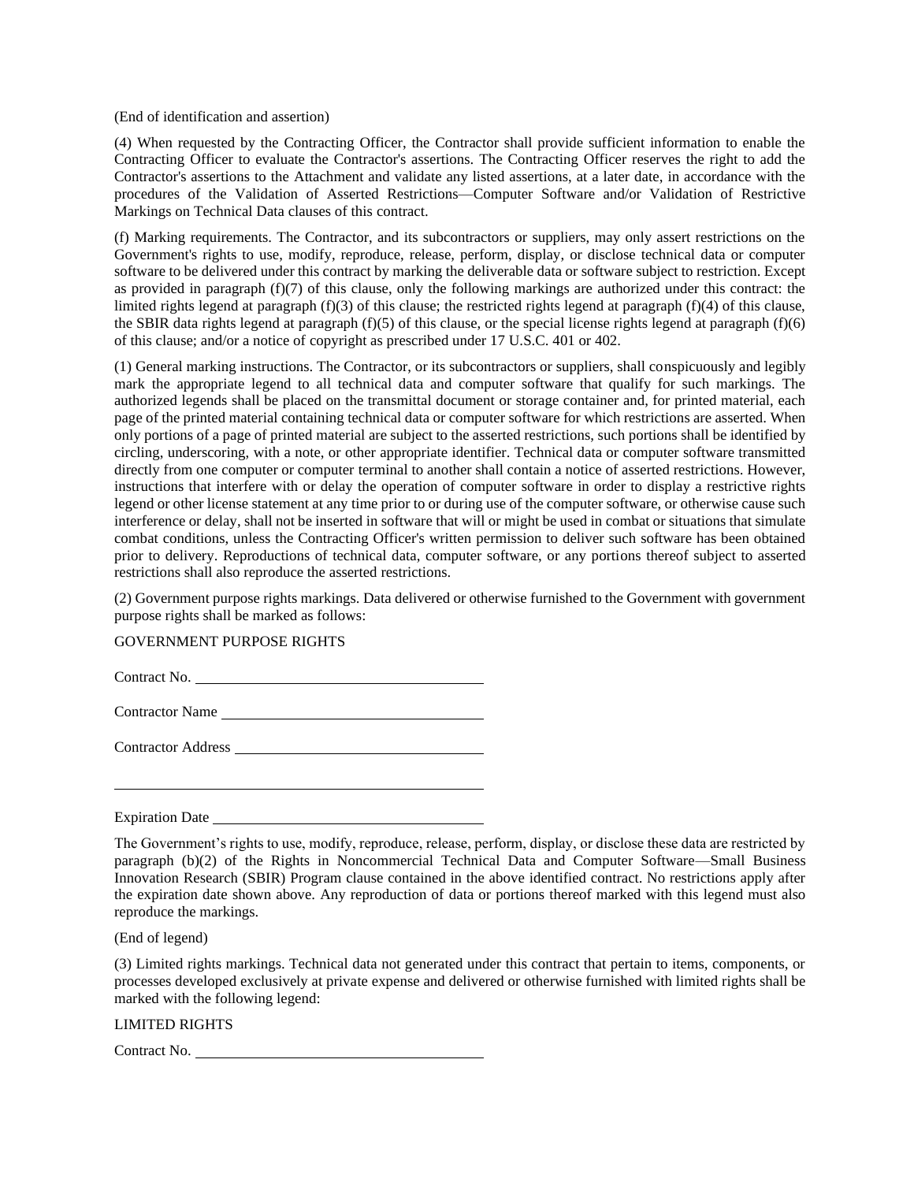(End of identification and assertion)

(4) When requested by the Contracting Officer, the Contractor shall provide sufficient information to enable the Contracting Officer to evaluate the Contractor's assertions. The Contracting Officer reserves the right to add the Contractor's assertions to the Attachment and validate any listed assertions, at a later date, in accordance with the procedures of the Validation of Asserted Restrictions—Computer Software and/or Validation of Restrictive Markings on Technical Data clauses of this contract.

(f) Marking requirements. The Contractor, and its subcontractors or suppliers, may only assert restrictions on the Government's rights to use, modify, reproduce, release, perform, display, or disclose technical data or computer software to be delivered under this contract by marking the deliverable data or software subject to restriction. Except as provided in paragraph (f)(7) of this clause, only the following markings are authorized under this contract: the limited rights legend at paragraph (f)(3) of this clause; the restricted rights legend at paragraph (f)(4) of this clause, the SBIR data rights legend at paragraph (f)(5) of this clause, or the special license rights legend at paragraph (f)(6) of this clause; and/or a notice of copyright as prescribed under 17 U.S.C. 401 or 402.

(1) General marking instructions. The Contractor, or its subcontractors or suppliers, shall conspicuously and legibly mark the appropriate legend to all technical data and computer software that qualify for such markings. The authorized legends shall be placed on the transmittal document or storage container and, for printed material, each page of the printed material containing technical data or computer software for which restrictions are asserted. When only portions of a page of printed material are subject to the asserted restrictions, such portions shall be identified by circling, underscoring, with a note, or other appropriate identifier. Technical data or computer software transmitted directly from one computer or computer terminal to another shall contain a notice of asserted restrictions. However, instructions that interfere with or delay the operation of computer software in order to display a restrictive rights legend or other license statement at any time prior to or during use of the computer software, or otherwise cause such interference or delay, shall not be inserted in software that will or might be used in combat or situations that simulate combat conditions, unless the Contracting Officer's written permission to deliver such software has been obtained prior to delivery. Reproductions of technical data, computer software, or any portions thereof subject to asserted restrictions shall also reproduce the asserted restrictions.

(2) Government purpose rights markings. Data delivered or otherwise furnished to the Government with government purpose rights shall be marked as follows:

GOVERNMENT PURPOSE RIGHTS

Contract No. ______________________________

Contractor Name ______________________________

Contractor Address ______________________________

______________________________

Expiration Date ______________________________

The Government's rights to use, modify, reproduce, release, perform, display, or disclose these data are restricted by paragraph (b)(2) of the Rights in Noncommercial Technical Data and Computer Software—Small Business Innovation Research (SBIR) Program clause contained in the above identified contract. No restrictions apply after the expiration date shown above. Any reproduction of data or portions thereof marked with this legend must also reproduce the markings.

(End of legend)

(3) Limited rights markings. Technical data not generated under this contract that pertain to items, components, or processes developed exclusively at private expense and delivered or otherwise furnished with limited rights shall be marked with the following legend:

LIMITED RIGHTS

Contract No. ______________________________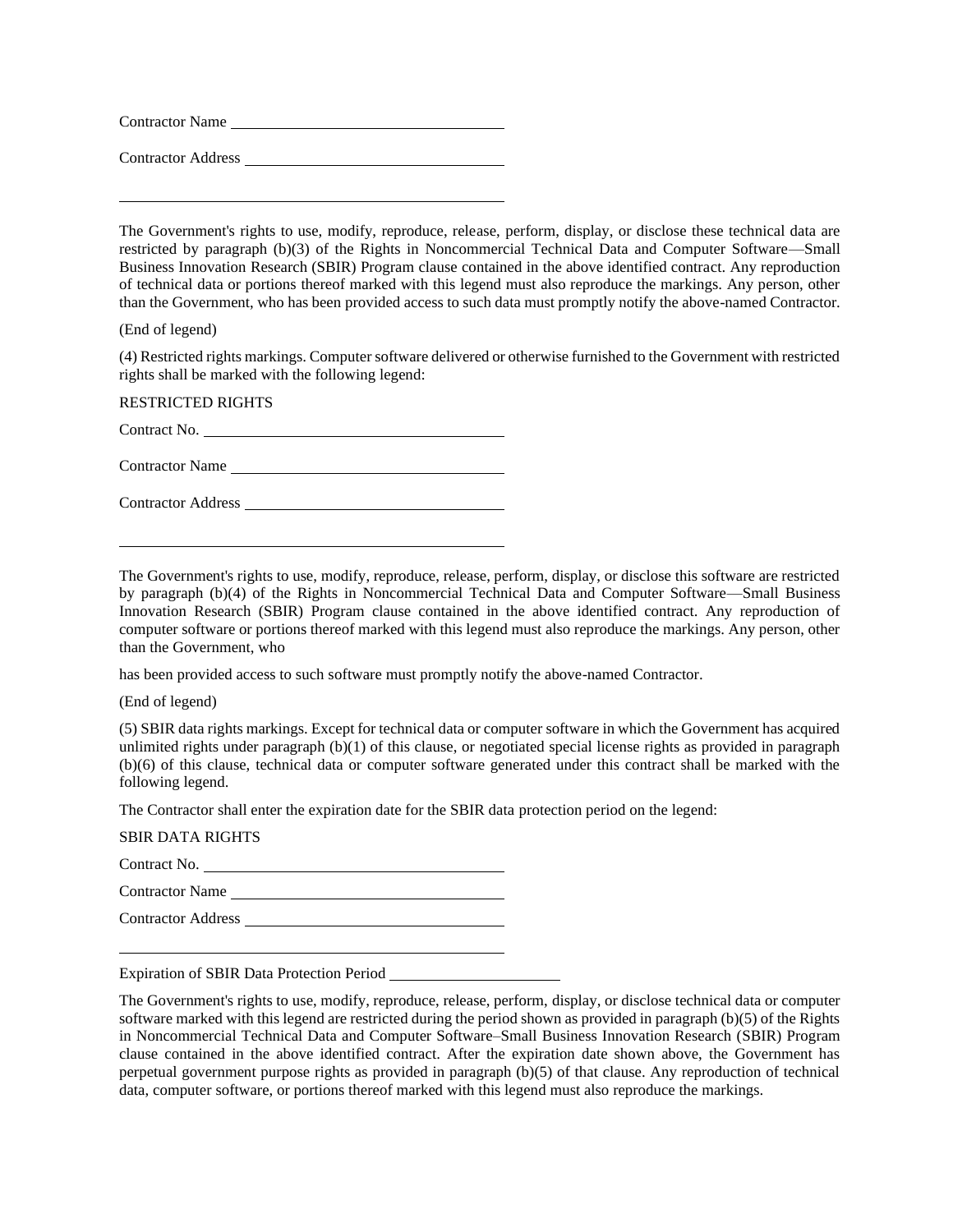Contractor Name ___________________________________

Contractor Address _________________________________

___________________________________________________

The Government's rights to use, modify, reproduce, release, perform, display, or disclose these technical data are restricted by paragraph (b)(3) of the Rights in Noncommercial Technical Data and Computer Software—Small Business Innovation Research (SBIR) Program clause contained in the above identified contract. Any reproduction of technical data or portions thereof marked with this legend must also reproduce the markings. Any person, other than the Government, who has been provided access to such data must promptly notify the above-named Contractor.

(End of legend)

(4) Restricted rights markings. Computer software delivered or otherwise furnished to the Government with restricted rights shall be marked with the following legend:

RESTRICTED RIGHTS

Contract No. _______________________________________

Contractor Name ___________________________________

Contractor Address _________________________________

___________________________________________________

The Government's rights to use, modify, reproduce, release, perform, display, or disclose this software are restricted by paragraph (b)(4) of the Rights in Noncommercial Technical Data and Computer Software—Small Business Innovation Research (SBIR) Program clause contained in the above identified contract. Any reproduction of computer software or portions thereof marked with this legend must also reproduce the markings. Any person, other than the Government, who

has been provided access to such software must promptly notify the above-named Contractor.

(End of legend)

(5) SBIR data rights markings. Except for technical data or computer software in which the Government has acquired unlimited rights under paragraph (b)(1) of this clause, or negotiated special license rights as provided in paragraph (b)(6) of this clause, technical data or computer software generated under this contract shall be marked with the following legend.

The Contractor shall enter the expiration date for the SBIR data protection period on the legend:

SBIR DATA RIGHTS

Contract No. _______________________________________

Contractor Name ___________________________________

Contractor Address _________________________________

___________________________________________________

Expiration of SBIR Data Protection Period ______________________

The Government's rights to use, modify, reproduce, release, perform, display, or disclose technical data or computer software marked with this legend are restricted during the period shown as provided in paragraph (b)(5) of the Rights in Noncommercial Technical Data and Computer Software–Small Business Innovation Research (SBIR) Program clause contained in the above identified contract. After the expiration date shown above, the Government has perpetual government purpose rights as provided in paragraph (b)(5) of that clause. Any reproduction of technical data, computer software, or portions thereof marked with this legend must also reproduce the markings.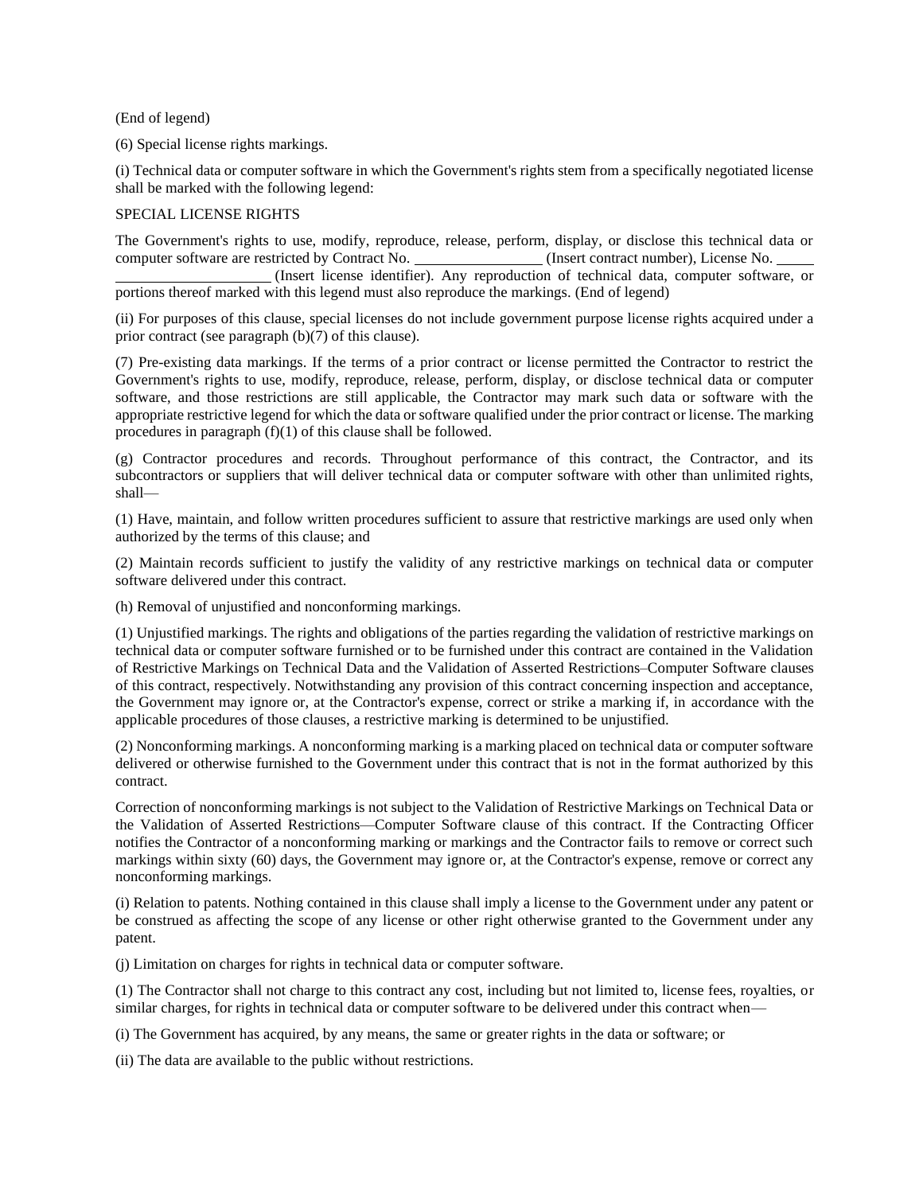(End of legend)

(6) Special license rights markings.

(i) Technical data or computer software in which the Government's rights stem from a specifically negotiated license shall be marked with the following legend:

SPECIAL LICENSE RIGHTS

The Government's rights to use, modify, reproduce, release, perform, display, or disclose this technical data or computer software are restricted by Contract No. \_\_\_\_\_\_\_\_\_\_\_\_\_\_\_\_ (Insert contract number), License No. \_\_\_\_\_\_\_\_\_\_\_\_\_\_\_\_\_\_\_\_\_\_\_\_\_ (Insert license identifier). Any reproduction of technical data, computer software, or portions thereof marked with this legend must also reproduce the markings. (End of legend)

(ii) For purposes of this clause, special licenses do not include government purpose license rights acquired under a prior contract (see paragraph (b)(7) of this clause).

(7) Pre-existing data markings. If the terms of a prior contract or license permitted the Contractor to restrict the Government's rights to use, modify, reproduce, release, perform, display, or disclose technical data or computer software, and those restrictions are still applicable, the Contractor may mark such data or software with the appropriate restrictive legend for which the data or software qualified under the prior contract or license. The marking procedures in paragraph (f)(1) of this clause shall be followed.

(g) Contractor procedures and records. Throughout performance of this contract, the Contractor, and its subcontractors or suppliers that will deliver technical data or computer software with other than unlimited rights, shall—

(1) Have, maintain, and follow written procedures sufficient to assure that restrictive markings are used only when authorized by the terms of this clause; and

(2) Maintain records sufficient to justify the validity of any restrictive markings on technical data or computer software delivered under this contract.

(h) Removal of unjustified and nonconforming markings.

(1) Unjustified markings. The rights and obligations of the parties regarding the validation of restrictive markings on technical data or computer software furnished or to be furnished under this contract are contained in the Validation of Restrictive Markings on Technical Data and the Validation of Asserted Restrictions–Computer Software clauses of this contract, respectively. Notwithstanding any provision of this contract concerning inspection and acceptance, the Government may ignore or, at the Contractor's expense, correct or strike a marking if, in accordance with the applicable procedures of those clauses, a restrictive marking is determined to be unjustified.

(2) Nonconforming markings. A nonconforming marking is a marking placed on technical data or computer software delivered or otherwise furnished to the Government under this contract that is not in the format authorized by this contract.

Correction of nonconforming markings is not subject to the Validation of Restrictive Markings on Technical Data or the Validation of Asserted Restrictions—Computer Software clause of this contract. If the Contracting Officer notifies the Contractor of a nonconforming marking or markings and the Contractor fails to remove or correct such markings within sixty (60) days, the Government may ignore or, at the Contractor's expense, remove or correct any nonconforming markings.

(i) Relation to patents. Nothing contained in this clause shall imply a license to the Government under any patent or be construed as affecting the scope of any license or other right otherwise granted to the Government under any patent.

(j) Limitation on charges for rights in technical data or computer software.

(1) The Contractor shall not charge to this contract any cost, including but not limited to, license fees, royalties, or similar charges, for rights in technical data or computer software to be delivered under this contract when—

(i) The Government has acquired, by any means, the same or greater rights in the data or software; or

(ii) The data are available to the public without restrictions.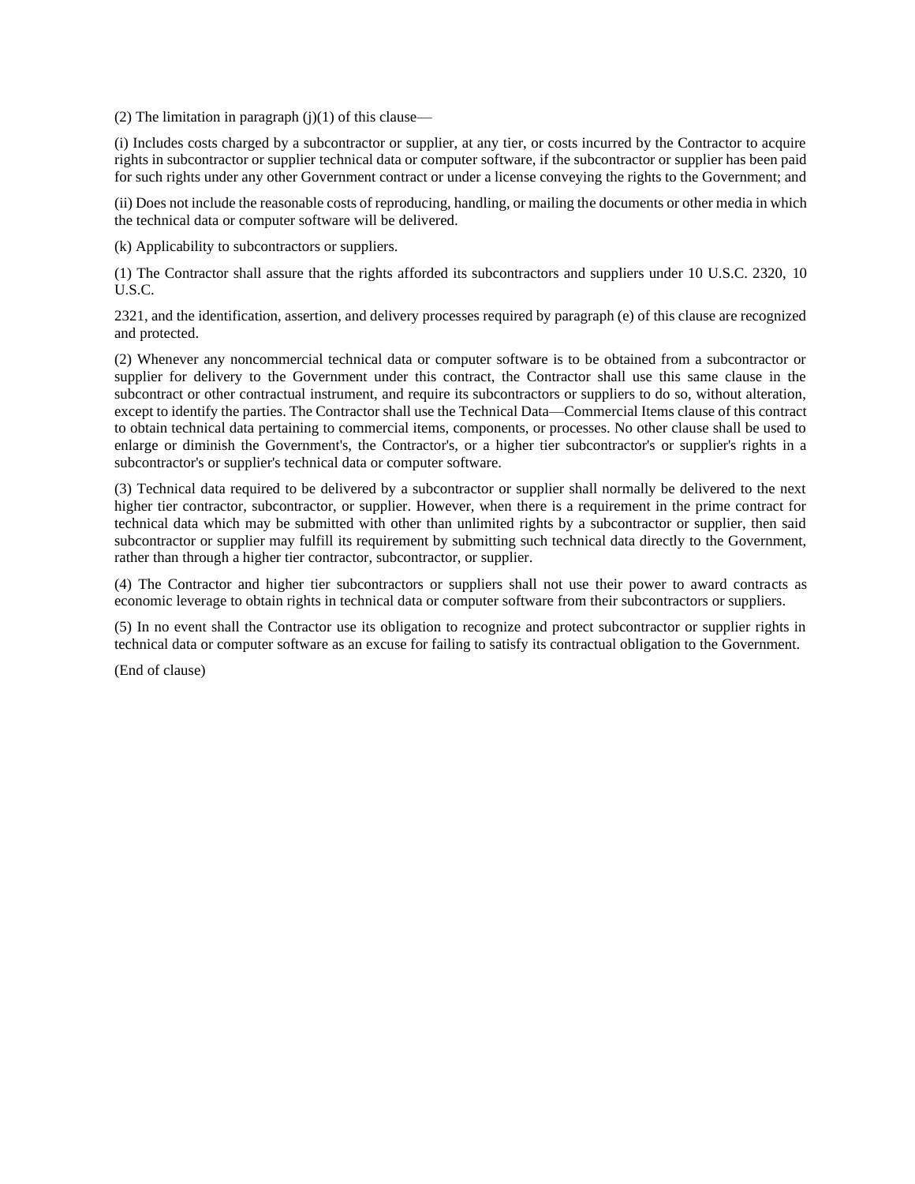(2) The limitation in paragraph (j)(1) of this clause—

(i) Includes costs charged by a subcontractor or supplier, at any tier, or costs incurred by the Contractor to acquire rights in subcontractor or supplier technical data or computer software, if the subcontractor or supplier has been paid for such rights under any other Government contract or under a license conveying the rights to the Government; and

(ii) Does not include the reasonable costs of reproducing, handling, or mailing the documents or other media in which the technical data or computer software will be delivered.

(k) Applicability to subcontractors or suppliers.

(1) The Contractor shall assure that the rights afforded its subcontractors and suppliers under 10 U.S.C. 2320, 10 U.S.C.

2321, and the identification, assertion, and delivery processes required by paragraph (e) of this clause are recognized and protected.

(2) Whenever any noncommercial technical data or computer software is to be obtained from a subcontractor or supplier for delivery to the Government under this contract, the Contractor shall use this same clause in the subcontract or other contractual instrument, and require its subcontractors or suppliers to do so, without alteration, except to identify the parties. The Contractor shall use the Technical Data—Commercial Items clause of this contract to obtain technical data pertaining to commercial items, components, or processes. No other clause shall be used to enlarge or diminish the Government's, the Contractor's, or a higher tier subcontractor's or supplier's rights in a subcontractor's or supplier's technical data or computer software.

(3) Technical data required to be delivered by a subcontractor or supplier shall normally be delivered to the next higher tier contractor, subcontractor, or supplier. However, when there is a requirement in the prime contract for technical data which may be submitted with other than unlimited rights by a subcontractor or supplier, then said subcontractor or supplier may fulfill its requirement by submitting such technical data directly to the Government, rather than through a higher tier contractor, subcontractor, or supplier.

(4) The Contractor and higher tier subcontractors or suppliers shall not use their power to award contracts as economic leverage to obtain rights in technical data or computer software from their subcontractors or suppliers.

(5) In no event shall the Contractor use its obligation to recognize and protect subcontractor or supplier rights in technical data or computer software as an excuse for failing to satisfy its contractual obligation to the Government.

(End of clause)